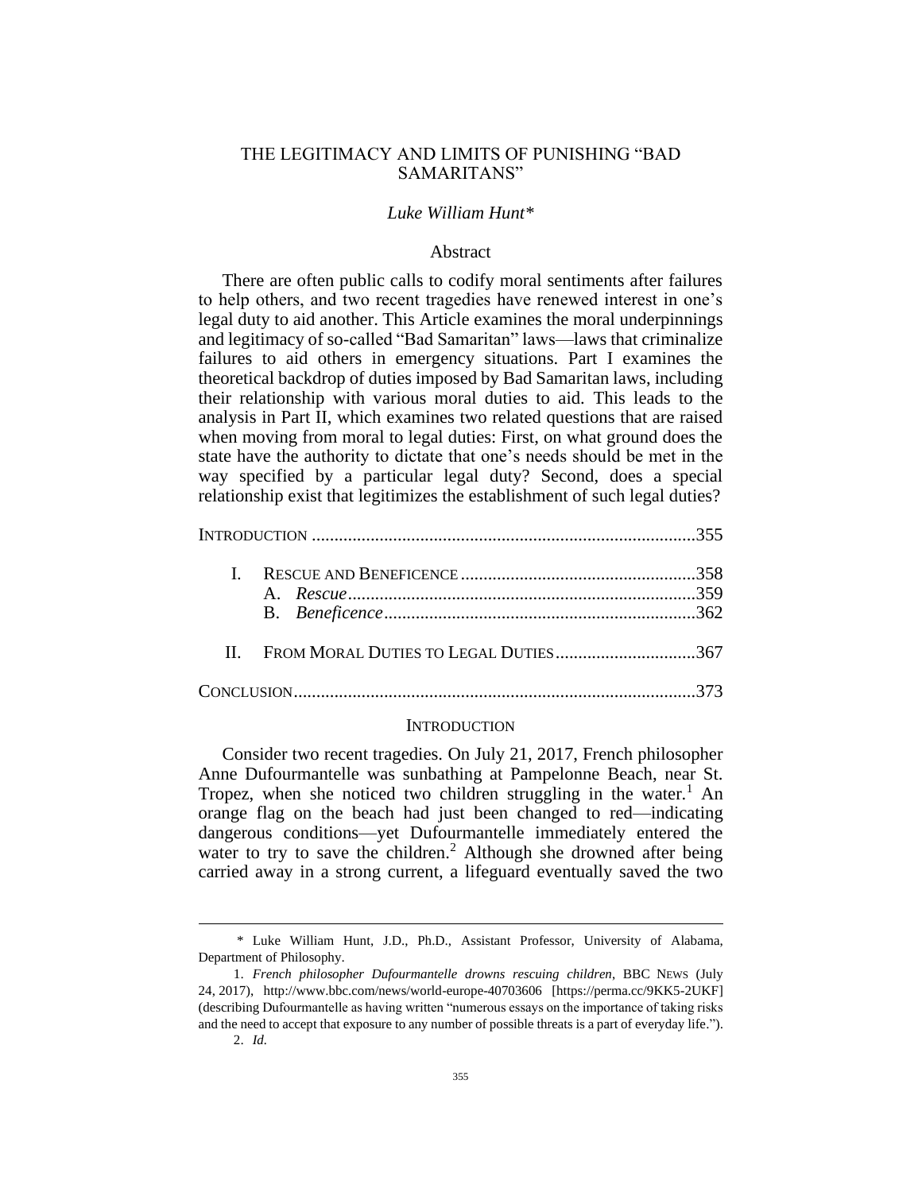# THE LEGITIMACY AND LIMITS OF PUNISHING "BAD SAMARITANS"

*Luke William Hunt\**

## Abstract

There are often public calls to codify moral sentiments after failures to help others, and two recent tragedies have renewed interest in one's legal duty to aid another. This Article examines the moral underpinnings and legitimacy of so-called "Bad Samaritan" laws—laws that criminalize failures to aid others in emergency situations. Part I examines the theoretical backdrop of duties imposed by Bad Samaritan laws, including their relationship with various moral duties to aid. This leads to the analysis in Part II, which examines two related questions that are raised when moving from moral to legal duties: First, on what ground does the state have the authority to dictate that one's needs should be met in the way specified by a particular legal duty? Second, does a special relationship exist that legitimizes the establishment of such legal duties?

INTRODUCTION ....................................................................................355

I. RESCUE AND BENEFICENCE ....................................................358
  A. *Rescue*............................................................................359
  B. *Beneficence*....................................................................362

II. FROM MORAL DUTIES TO LEGAL DUTIES...............................367

CONCLUSION........................................................................................373

## INTRODUCTION

Consider two recent tragedies. On July 21, 2017, French philosopher Anne Dufourmantelle was sunbathing at Pampelonne Beach, near St. Tropez, when she noticed two children struggling in the water.[1] An orange flag on the beach had just been changed to red—indicating dangerous conditions—yet Dufourmantelle immediately entered the water to try to save the children.[2] Although she drowned after being carried away in a strong current, a lifeguard eventually saved the two

---

\* Luke William Hunt, J.D., Ph.D., Assistant Professor, University of Alabama, Department of Philosophy.

1. *French philosopher Dufourmantelle drowns rescuing children*, BBC NEWS (July 24, 2017), http://www.bbc.com/news/world-europe-40703606 [https://perma.cc/9KK5-2UKF] (describing Dufourmantelle as having written "numerous essays on the importance of taking risks and the need to accept that exposure to any number of possible threats is a part of everyday life.").

2. *Id.*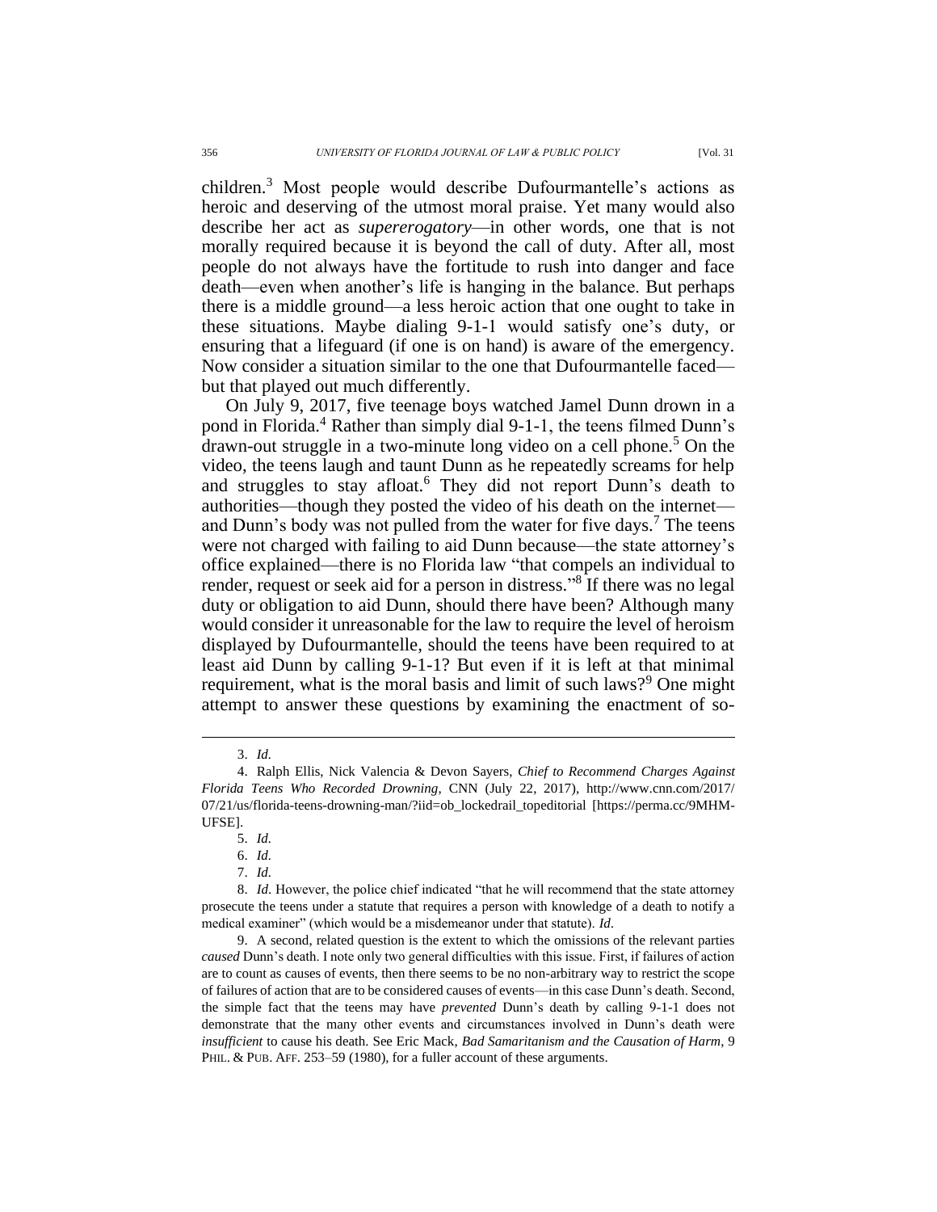children.[3] Most people would describe Dufourmantelle's actions as heroic and deserving of the utmost moral praise. Yet many would also describe her act as *supererogatory*—in other words, one that is not morally required because it is beyond the call of duty. After all, most people do not always have the fortitude to rush into danger and face death—even when another's life is hanging in the balance. But perhaps there is a middle ground—a less heroic action that one ought to take in these situations. Maybe dialing 9-1-1 would satisfy one's duty, or ensuring that a lifeguard (if one is on hand) is aware of the emergency. Now consider a situation similar to the one that Dufourmantelle faced—but that played out much differently.

On July 9, 2017, five teenage boys watched Jamel Dunn drown in a pond in Florida.[4] Rather than simply dial 9-1-1, the teens filmed Dunn's drawn-out struggle in a two-minute long video on a cell phone.[5] On the video, the teens laugh and taunt Dunn as he repeatedly screams for help and struggles to stay afloat.[6] They did not report Dunn's death to authorities—though they posted the video of his death on the internet—and Dunn's body was not pulled from the water for five days.[7] The teens were not charged with failing to aid Dunn because—the state attorney's office explained—there is no Florida law "that compels an individual to render, request or seek aid for a person in distress."[8] If there was no legal duty or obligation to aid Dunn, should there have been? Although many would consider it unreasonable for the law to require the level of heroism displayed by Dufourmantelle, should the teens have been required to at least aid Dunn by calling 9-1-1? But even if it is left at that minimal requirement, what is the moral basis and limit of such laws?[9] One might attempt to answer these questions by examining the enactment of so-

---

3. *Id.*

4. Ralph Ellis, Nick Valencia & Devon Sayers, *Chief to Recommend Charges Against Florida Teens Who Recorded Drowning*, CNN (July 22, 2017), http://www.cnn.com/2017/07/21/us/florida-teens-drowning-man/?iid=ob_lockedrail_topeditorial [https://perma.cc/9MHM-UFSE].

5. *Id.*

6. *Id.*

7. *Id.*

8. *Id.* However, the police chief indicated "that he will recommend that the state attorney prosecute the teens under a statute that requires a person with knowledge of a death to notify a medical examiner" (which would be a misdemeanor under that statute). *Id.*

9. A second, related question is the extent to which the omissions of the relevant parties *caused* Dunn's death. I note only two general difficulties with this issue. First, if failures of action are to count as causes of events, then there seems to be no non-arbitrary way to restrict the scope of failures of action that are to be considered causes of events—in this case Dunn's death. Second, the simple fact that the teens may have *prevented* Dunn's death by calling 9-1-1 does not demonstrate that the many other events and circumstances involved in Dunn's death were *insufficient* to cause his death. See Eric Mack, *Bad Samaritanism and the Causation of Harm*, 9 PHIL. & PUB. AFF. 253–59 (1980), for a fuller account of these arguments.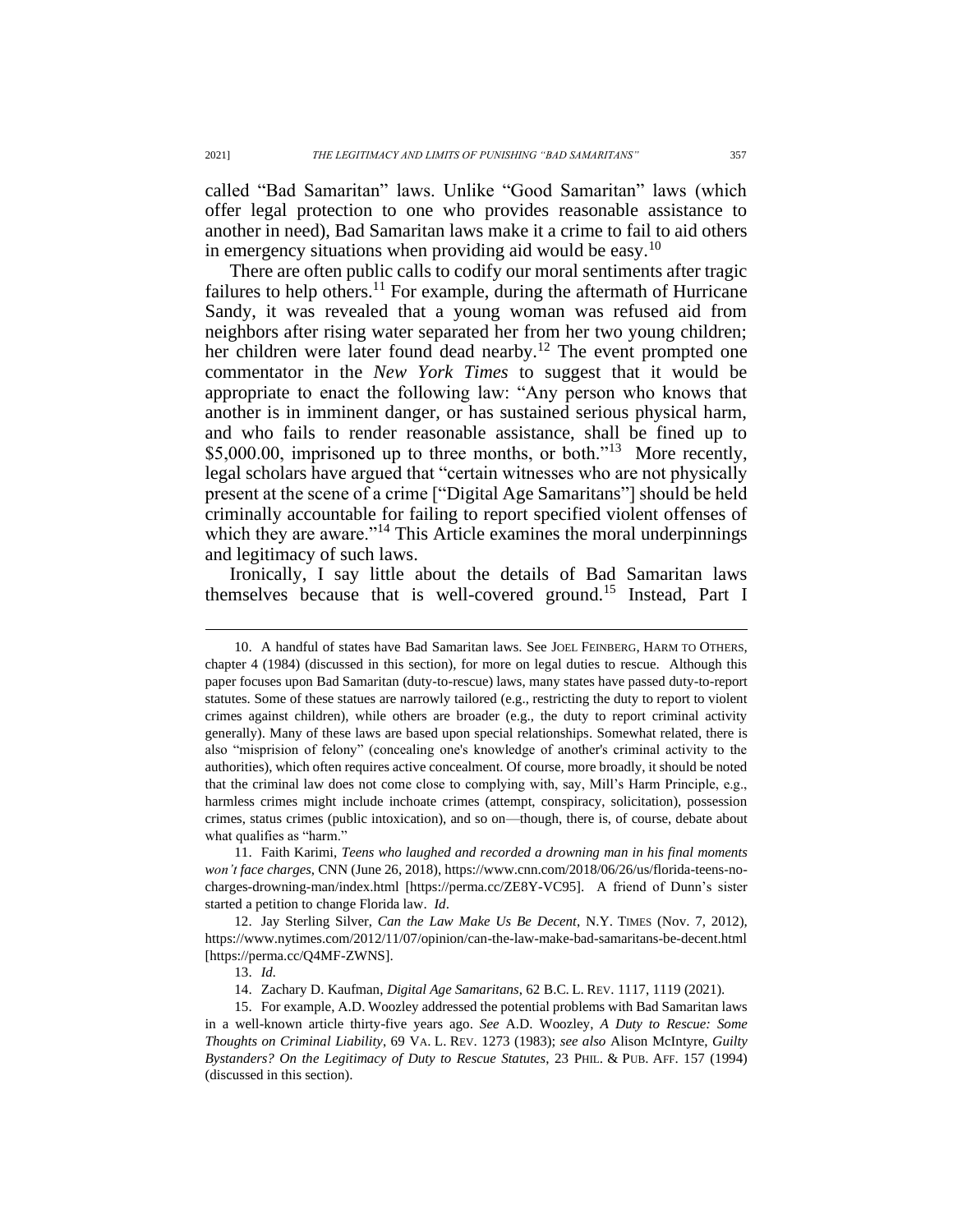called "Bad Samaritan" laws. Unlike "Good Samaritan" laws (which offer legal protection to one who provides reasonable assistance to another in need), Bad Samaritan laws make it a crime to fail to aid others in emergency situations when providing aid would be easy.[10]

There are often public calls to codify our moral sentiments after tragic failures to help others.[11] For example, during the aftermath of Hurricane Sandy, it was revealed that a young woman was refused aid from neighbors after rising water separated her from her two young children; her children were later found dead nearby.[12] The event prompted one commentator in the *New York Times* to suggest that it would be appropriate to enact the following law: "Any person who knows that another is in imminent danger, or has sustained serious physical harm, and who fails to render reasonable assistance, shall be fined up to $5,000.00, imprisoned up to three months, or both."[13] More recently, legal scholars have argued that "certain witnesses who are not physically present at the scene of a crime ["Digital Age Samaritans"] should be held criminally accountable for failing to report specified violent offenses of which they are aware."[14] This Article examines the moral underpinnings and legitimacy of such laws.

Ironically, I say little about the details of Bad Samaritan laws themselves because that is well-covered ground.[15] Instead, Part I

---

10. A handful of states have Bad Samaritan laws. See JOEL FEINBERG, HARM TO OTHERS, chapter 4 (1984) (discussed in this section), for more on legal duties to rescue. Although this paper focuses upon Bad Samaritan (duty-to-rescue) laws, many states have passed duty-to-report statutes. Some of these statues are narrowly tailored (e.g., restricting the duty to report to violent crimes against children), while others are broader (e.g., the duty to report criminal activity generally). Many of these laws are based upon special relationships. Somewhat related, there is also "misprision of felony" (concealing one's knowledge of another's criminal activity to the authorities), which often requires active concealment. Of course, more broadly, it should be noted that the criminal law does not come close to complying with, say, Mill's Harm Principle, e.g., harmless crimes might include inchoate crimes (attempt, conspiracy, solicitation), possession crimes, status crimes (public intoxication), and so on—though, there is, of course, debate about what qualifies as "harm."

11. Faith Karimi, *Teens who laughed and recorded a drowning man in his final moments won't face charges*, CNN (June 26, 2018), https://www.cnn.com/2018/06/26/us/florida-teens-no-charges-drowning-man/index.html [https://perma.cc/ZE8Y-VC95]. A friend of Dunn's sister started a petition to change Florida law. *Id*.

12. Jay Sterling Silver, *Can the Law Make Us Be Decent*, N.Y. TIMES (Nov. 7, 2012), https://www.nytimes.com/2012/11/07/opinion/can-the-law-make-bad-samaritans-be-decent.html [https://perma.cc/Q4MF-ZWNS].

13. *Id.*

14. Zachary D. Kaufman, *Digital Age Samaritans*, 62 B.C. L. REV. 1117, 1119 (2021).

15. For example, A.D. Woozley addressed the potential problems with Bad Samaritan laws in a well-known article thirty-five years ago. *See* A.D. Woozley, *A Duty to Rescue: Some Thoughts on Criminal Liability*, 69 VA. L. REV. 1273 (1983); *see also* Alison McIntyre, *Guilty Bystanders? On the Legitimacy of Duty to Rescue Statutes*, 23 PHIL. & PUB. AFF. 157 (1994) (discussed in this section).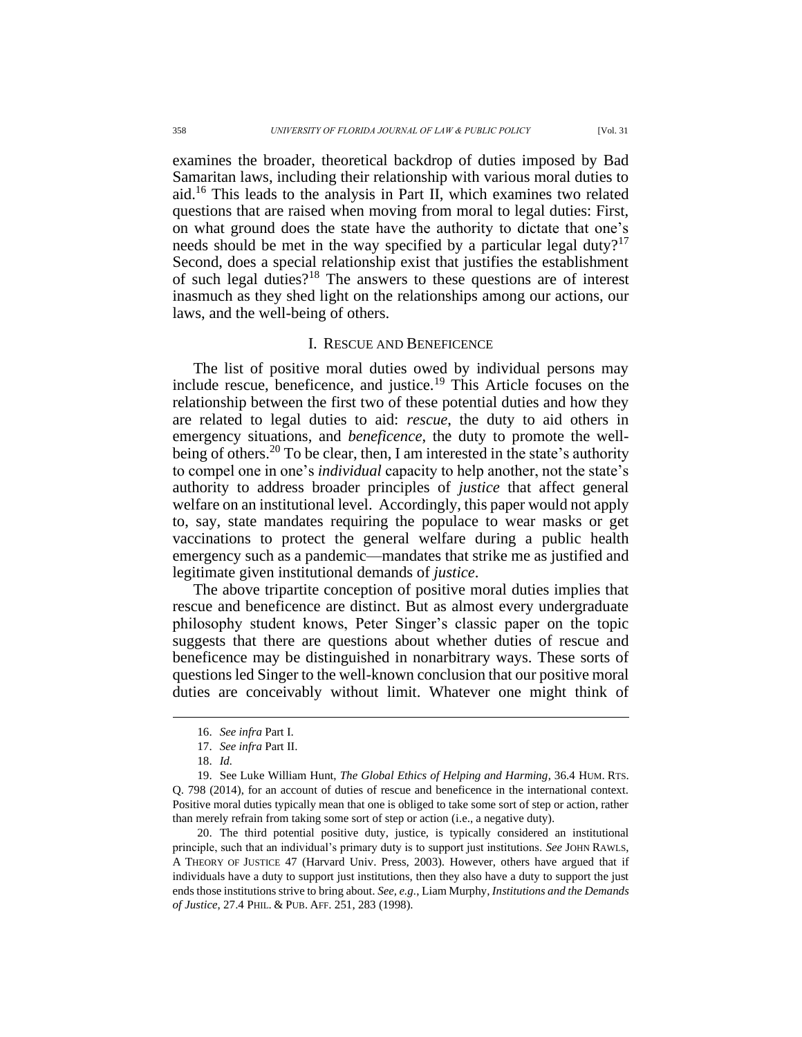examines the broader, theoretical backdrop of duties imposed by Bad Samaritan laws, including their relationship with various moral duties to aid.[16] This leads to the analysis in Part II, which examines two related questions that are raised when moving from moral to legal duties: First, on what ground does the state have the authority to dictate that one's needs should be met in the way specified by a particular legal duty?[17] Second, does a special relationship exist that justifies the establishment of such legal duties?[18] The answers to these questions are of interest inasmuch as they shed light on the relationships among our actions, our laws, and the well-being of others.

## I. RESCUE AND BENEFICENCE

The list of positive moral duties owed by individual persons may include rescue, beneficence, and justice.[19] This Article focuses on the relationship between the first two of these potential duties and how they are related to legal duties to aid: *rescue*, the duty to aid others in emergency situations, and *beneficence*, the duty to promote the well-being of others.[20] To be clear, then, I am interested in the state's authority to compel one in one's *individual* capacity to help another, not the state's authority to address broader principles of *justice* that affect general welfare on an institutional level. Accordingly, this paper would not apply to, say, state mandates requiring the populace to wear masks or get vaccinations to protect the general welfare during a public health emergency such as a pandemic—mandates that strike me as justified and legitimate given institutional demands of *justice*.

The above tripartite conception of positive moral duties implies that rescue and beneficence are distinct. But as almost every undergraduate philosophy student knows, Peter Singer's classic paper on the topic suggests that there are questions about whether duties of rescue and beneficence may be distinguished in nonarbitrary ways. These sorts of questions led Singer to the well-known conclusion that our positive moral duties are conceivably without limit. Whatever one might think of

---

16. *See infra* Part I.

17. *See infra* Part II.

18. *Id.*

19. See Luke William Hunt, *The Global Ethics of Helping and Harming*, 36.4 HUM. RTS. Q. 798 (2014), for an account of duties of rescue and beneficence in the international context. Positive moral duties typically mean that one is obliged to take some sort of step or action, rather than merely refrain from taking some sort of step or action (i.e., a negative duty).

20. The third potential positive duty, justice, is typically considered an institutional principle, such that an individual's primary duty is to support just institutions. *See* JOHN RAWLS, A THEORY OF JUSTICE 47 (Harvard Univ. Press, 2003). However, others have argued that if individuals have a duty to support just institutions, then they also have a duty to support the just ends those institutions strive to bring about. *See, e.g.*, Liam Murphy, *Institutions and the Demands of Justice*, 27.4 PHIL. & PUB. AFF. 251, 283 (1998).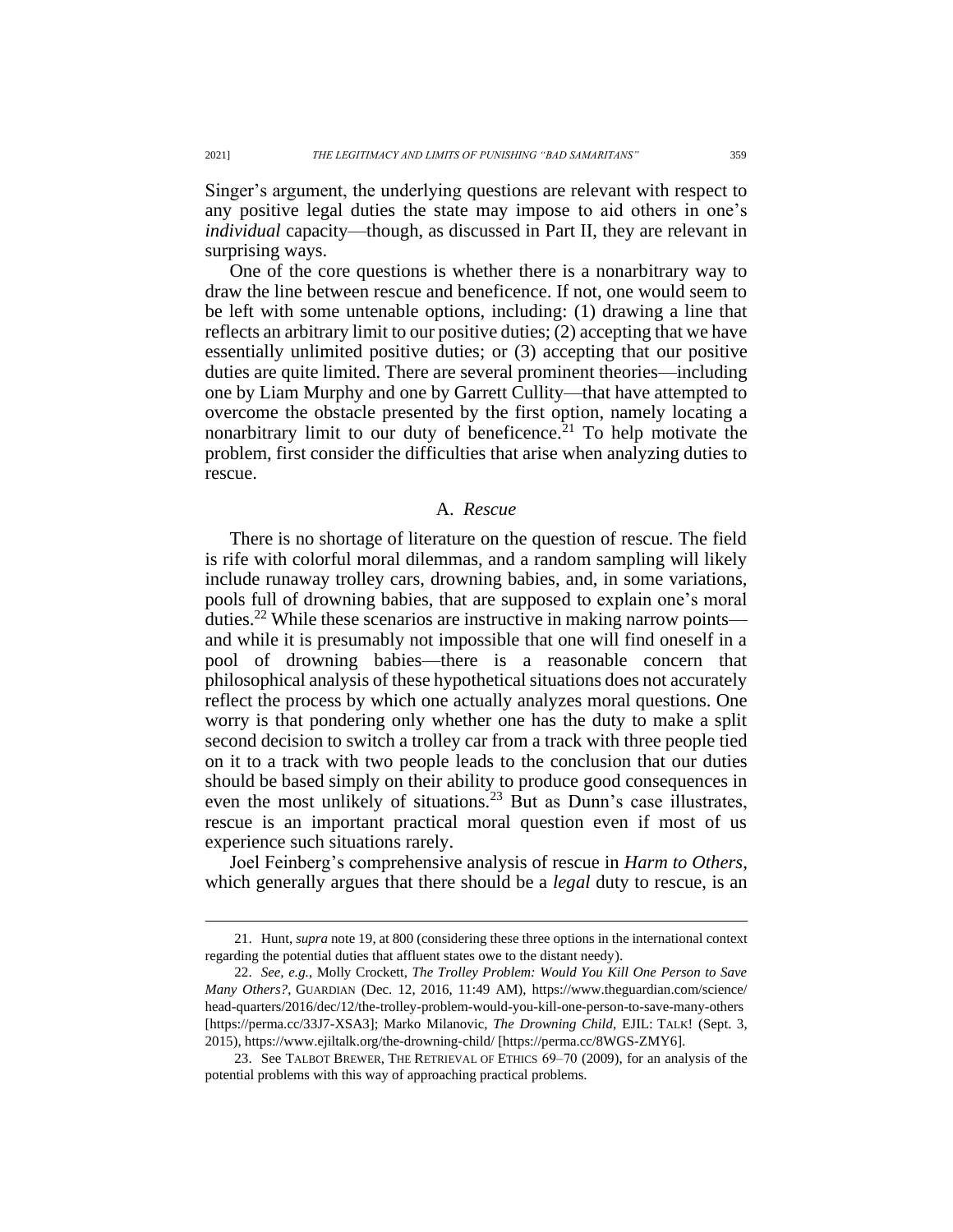Singer's argument, the underlying questions are relevant with respect to any positive legal duties the state may impose to aid others in one's *individual* capacity—though, as discussed in Part II, they are relevant in surprising ways.

One of the core questions is whether there is a nonarbitrary way to draw the line between rescue and beneficence. If not, one would seem to be left with some untenable options, including: (1) drawing a line that reflects an arbitrary limit to our positive duties; (2) accepting that we have essentially unlimited positive duties; or (3) accepting that our positive duties are quite limited. There are several prominent theories—including one by Liam Murphy and one by Garrett Cullity—that have attempted to overcome the obstacle presented by the first option, namely locating a nonarbitrary limit to our duty of beneficence.[21] To help motivate the problem, first consider the difficulties that arise when analyzing duties to rescue.

### A. *Rescue*

There is no shortage of literature on the question of rescue. The field is rife with colorful moral dilemmas, and a random sampling will likely include runaway trolley cars, drowning babies, and, in some variations, pools full of drowning babies, that are supposed to explain one's moral duties.[22] While these scenarios are instructive in making narrow points—and while it is presumably not impossible that one will find oneself in a pool of drowning babies—there is a reasonable concern that philosophical analysis of these hypothetical situations does not accurately reflect the process by which one actually analyzes moral questions. One worry is that pondering only whether one has the duty to make a split second decision to switch a trolley car from a track with three people tied on it to a track with two people leads to the conclusion that our duties should be based simply on their ability to produce good consequences in even the most unlikely of situations.[23] But as Dunn's case illustrates, rescue is an important practical moral question even if most of us experience such situations rarely.

Joel Feinberg's comprehensive analysis of rescue in *Harm to Others*, which generally argues that there should be a *legal* duty to rescue, is an

---

21. Hunt, *supra* note 19, at 800 (considering these three options in the international context regarding the potential duties that affluent states owe to the distant needy).

22. *See, e.g.*, Molly Crockett, *The Trolley Problem: Would You Kill One Person to Save Many Others?*, GUARDIAN (Dec. 12, 2016, 11:49 AM), https://www.theguardian.com/science/head-quarters/2016/dec/12/the-trolley-problem-would-you-kill-one-person-to-save-many-others [https://perma.cc/33J7-XSA3]; Marko Milanovic, *The Drowning Child*, EJIL: TALK! (Sept. 3, 2015), https://www.ejiltalk.org/the-drowning-child/ [https://perma.cc/8WGS-ZMY6].

23. See TALBOT BREWER, THE RETRIEVAL OF ETHICS 69–70 (2009), for an analysis of the potential problems with this way of approaching practical problems.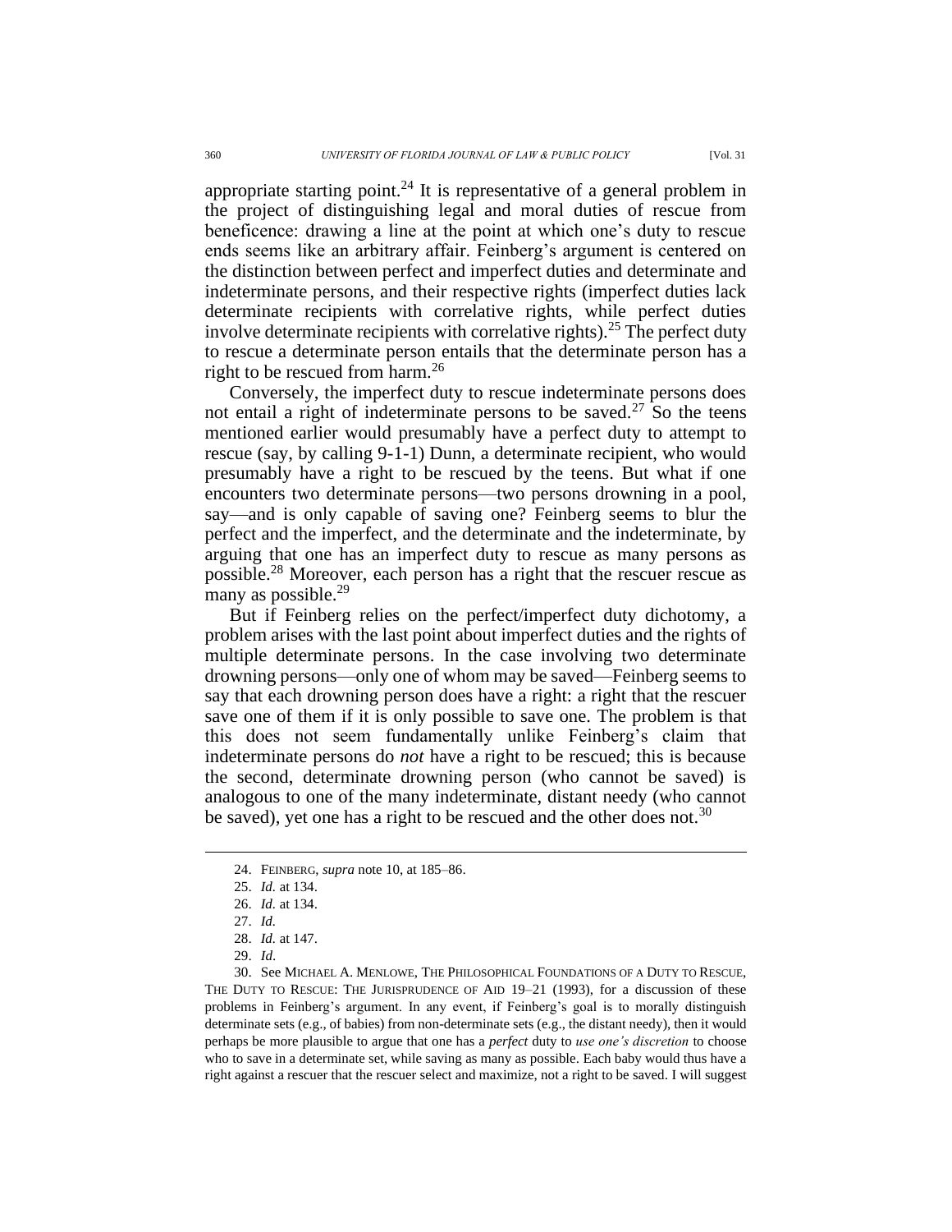appropriate starting point.[24] It is representative of a general problem in the project of distinguishing legal and moral duties of rescue from beneficence: drawing a line at the point at which one's duty to rescue ends seems like an arbitrary affair. Feinberg's argument is centered on the distinction between perfect and imperfect duties and determinate and indeterminate persons, and their respective rights (imperfect duties lack determinate recipients with correlative rights, while perfect duties involve determinate recipients with correlative rights).[25] The perfect duty to rescue a determinate person entails that the determinate person has a right to be rescued from harm.[26]

Conversely, the imperfect duty to rescue indeterminate persons does not entail a right of indeterminate persons to be saved.[27] So the teens mentioned earlier would presumably have a perfect duty to attempt to rescue (say, by calling 9-1-1) Dunn, a determinate recipient, who would presumably have a right to be rescued by the teens. But what if one encounters two determinate persons—two persons drowning in a pool, say—and is only capable of saving one? Feinberg seems to blur the perfect and the imperfect, and the determinate and the indeterminate, by arguing that one has an imperfect duty to rescue as many persons as possible.[28] Moreover, each person has a right that the rescuer rescue as many as possible.[29]

But if Feinberg relies on the perfect/imperfect duty dichotomy, a problem arises with the last point about imperfect duties and the rights of multiple determinate persons. In the case involving two determinate drowning persons—only one of whom may be saved—Feinberg seems to say that each drowning person does have a right: a right that the rescuer save one of them if it is only possible to save one. The problem is that this does not seem fundamentally unlike Feinberg's claim that indeterminate persons do *not* have a right to be rescued; this is because the second, determinate drowning person (who cannot be saved) is analogous to one of the many indeterminate, distant needy (who cannot be saved), yet one has a right to be rescued and the other does not.[30]

---

24. FEINBERG, *supra* note 10, at 185–86.

25. *Id.* at 134.

26. *Id.* at 134.

27. *Id.*

28. *Id.* at 147.

29. *Id.*

30. See MICHAEL A. MENLOWE, THE PHILOSOPHICAL FOUNDATIONS OF A DUTY TO RESCUE, THE DUTY TO RESCUE: THE JURISPRUDENCE OF AID 19–21 (1993), for a discussion of these problems in Feinberg's argument. In any event, if Feinberg's goal is to morally distinguish determinate sets (e.g., of babies) from non-determinate sets (e.g., the distant needy), then it would perhaps be more plausible to argue that one has a *perfect* duty to *use one's discretion* to choose who to save in a determinate set, while saving as many as possible. Each baby would thus have a right against a rescuer that the rescuer select and maximize, not a right to be saved. I will suggest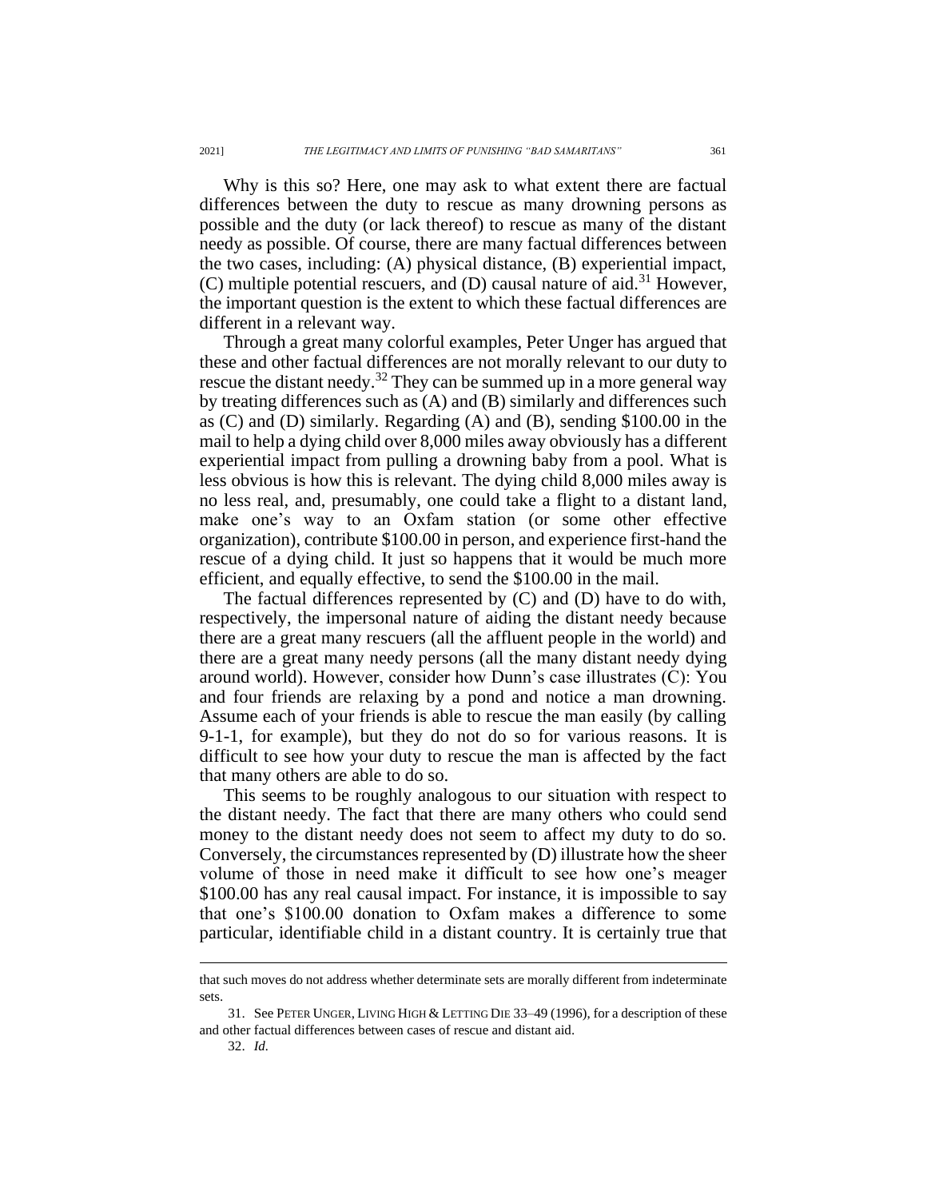Why is this so? Here, one may ask to what extent there are factual differences between the duty to rescue as many drowning persons as possible and the duty (or lack thereof) to rescue as many of the distant needy as possible. Of course, there are many factual differences between the two cases, including: (A) physical distance, (B) experiential impact, (C) multiple potential rescuers, and (D) causal nature of aid.[31] However, the important question is the extent to which these factual differences are different in a relevant way.

Through a great many colorful examples, Peter Unger has argued that these and other factual differences are not morally relevant to our duty to rescue the distant needy.[32] They can be summed up in a more general way by treating differences such as (A) and (B) similarly and differences such as (C) and (D) similarly. Regarding (A) and (B), sending $100.00 in the mail to help a dying child over 8,000 miles away obviously has a different experiential impact from pulling a drowning baby from a pool. What is less obvious is how this is relevant. The dying child 8,000 miles away is no less real, and, presumably, one could take a flight to a distant land, make one's way to an Oxfam station (or some other effective organization), contribute $100.00 in person, and experience first-hand the rescue of a dying child. It just so happens that it would be much more efficient, and equally effective, to send the $100.00 in the mail.

The factual differences represented by (C) and (D) have to do with, respectively, the impersonal nature of aiding the distant needy because there are a great many rescuers (all the affluent people in the world) and there are a great many needy persons (all the many distant needy dying around world). However, consider how Dunn's case illustrates (C): You and four friends are relaxing by a pond and notice a man drowning. Assume each of your friends is able to rescue the man easily (by calling 9-1-1, for example), but they do not do so for various reasons. It is difficult to see how your duty to rescue the man is affected by the fact that many others are able to do so.

This seems to be roughly analogous to our situation with respect to the distant needy. The fact that there are many others who could send money to the distant needy does not seem to affect my duty to do so. Conversely, the circumstances represented by (D) illustrate how the sheer volume of those in need make it difficult to see how one's meager $100.00 has any real causal impact. For instance, it is impossible to say that one's $100.00 donation to Oxfam makes a difference to some particular, identifiable child in a distant country. It is certainly true that

---

that such moves do not address whether determinate sets are morally different from indeterminate sets.

31. See PETER UNGER, LIVING HIGH & LETTING DIE 33–49 (1996), for a description of these and other factual differences between cases of rescue and distant aid.

32. *Id.*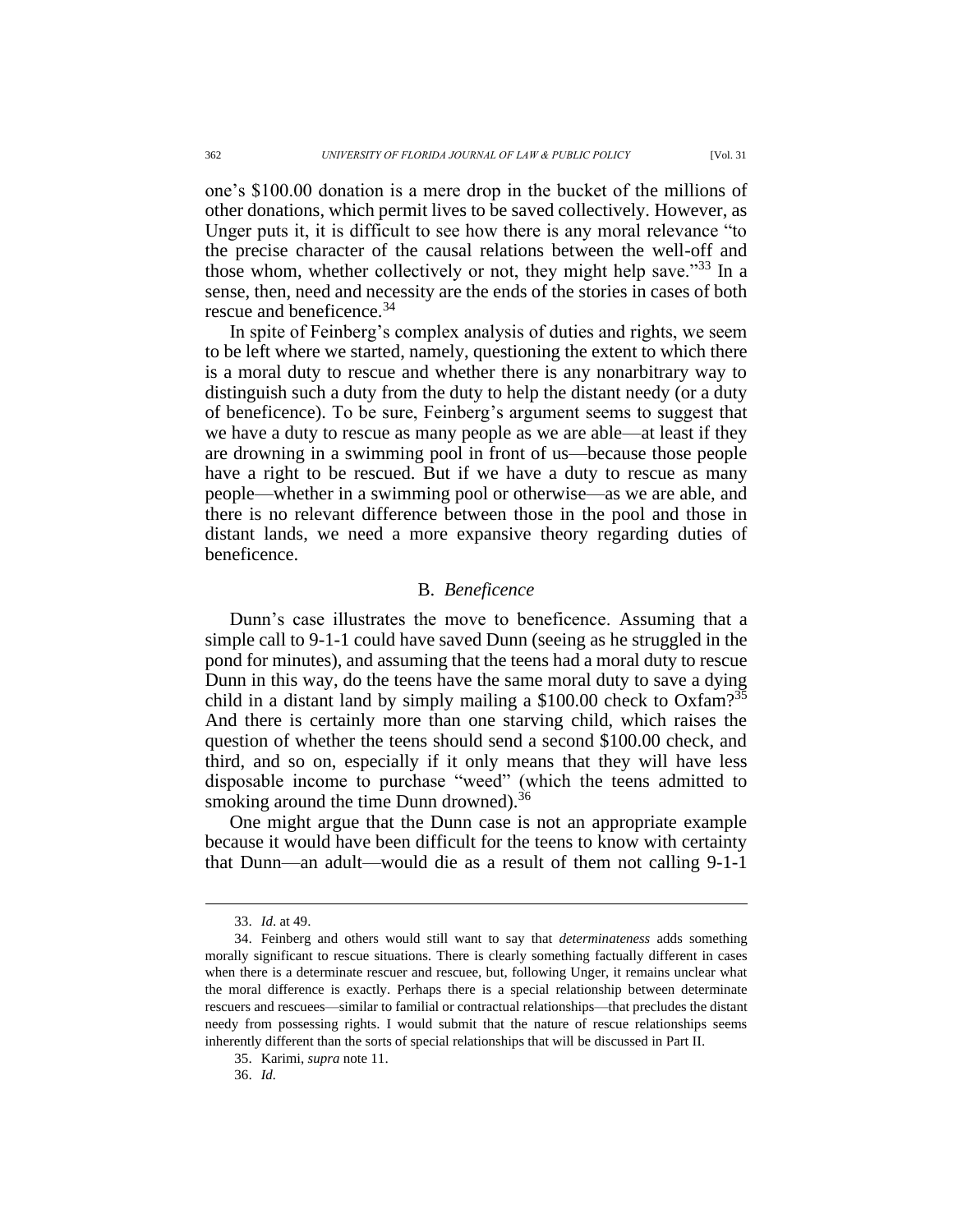one's $100.00 donation is a mere drop in the bucket of the millions of other donations, which permit lives to be saved collectively. However, as Unger puts it, it is difficult to see how there is any moral relevance "to the precise character of the causal relations between the well-off and those whom, whether collectively or not, they might help save."[33] In a sense, then, need and necessity are the ends of the stories in cases of both rescue and beneficence.[34]

In spite of Feinberg's complex analysis of duties and rights, we seem to be left where we started, namely, questioning the extent to which there is a moral duty to rescue and whether there is any nonarbitrary way to distinguish such a duty from the duty to help the distant needy (or a duty of beneficence). To be sure, Feinberg's argument seems to suggest that we have a duty to rescue as many people as we are able—at least if they are drowning in a swimming pool in front of us—because those people have a right to be rescued. But if we have a duty to rescue as many people—whether in a swimming pool or otherwise—as we are able, and there is no relevant difference between those in the pool and those in distant lands, we need a more expansive theory regarding duties of beneficence.

### B. *Beneficence*

Dunn's case illustrates the move to beneficence. Assuming that a simple call to 9-1-1 could have saved Dunn (seeing as he struggled in the pond for minutes), and assuming that the teens had a moral duty to rescue Dunn in this way, do the teens have the same moral duty to save a dying child in a distant land by simply mailing a $100.00 check to Oxfam?[35] And there is certainly more than one starving child, which raises the question of whether the teens should send a second $100.00 check, and third, and so on, especially if it only means that they will have less disposable income to purchase "weed" (which the teens admitted to smoking around the time Dunn drowned).[36]

One might argue that the Dunn case is not an appropriate example because it would have been difficult for the teens to know with certainty that Dunn—an adult—would die as a result of them not calling 9-1-1

---

33. *Id*. at 49.

34. Feinberg and others would still want to say that *determinateness* adds something morally significant to rescue situations. There is clearly something factually different in cases when there is a determinate rescuer and rescuee, but, following Unger, it remains unclear what the moral difference is exactly. Perhaps there is a special relationship between determinate rescuers and rescuees—similar to familial or contractual relationships—that precludes the distant needy from possessing rights. I would submit that the nature of rescue relationships seems inherently different than the sorts of special relationships that will be discussed in Part II.

35. Karimi, *supra* note 11.

36. *Id.*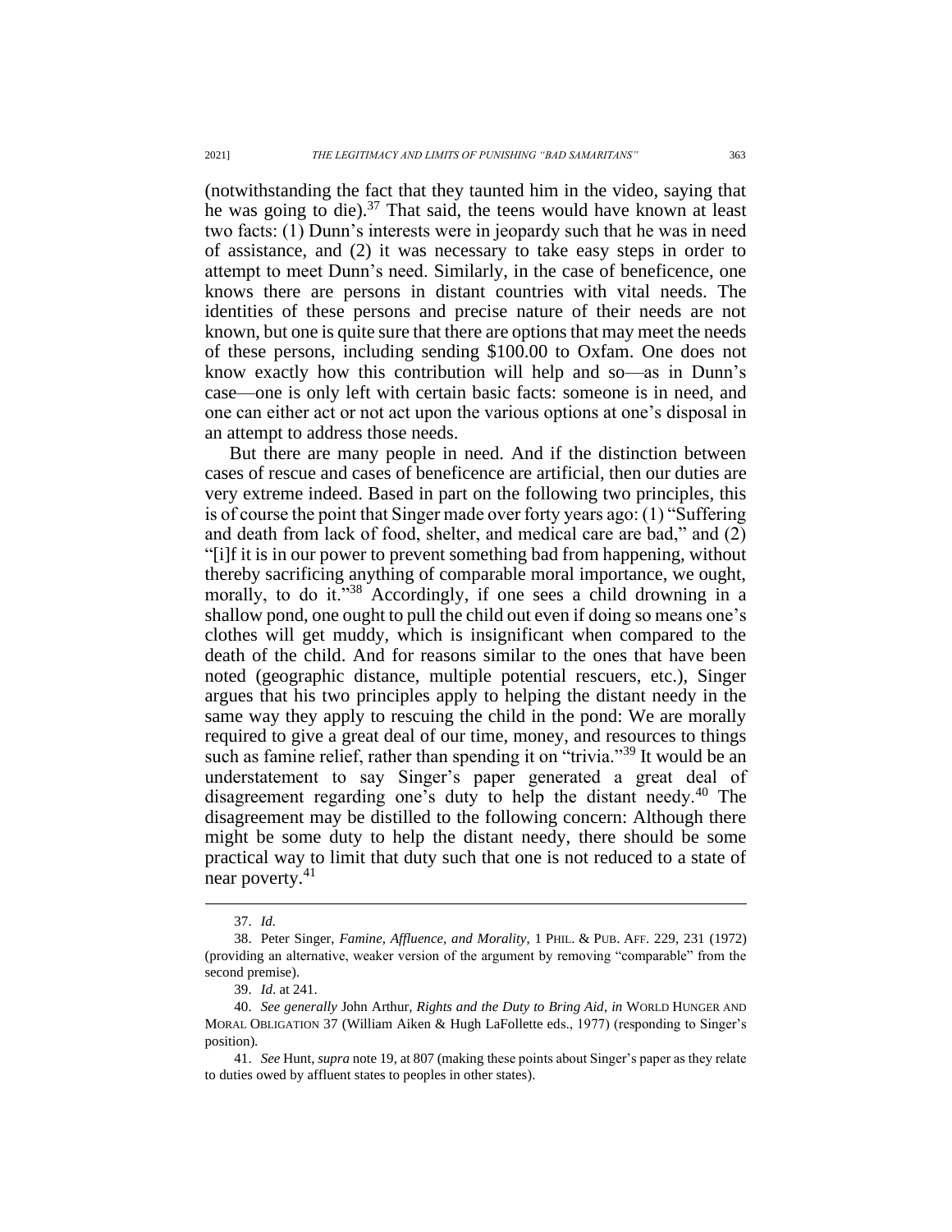(notwithstanding the fact that they taunted him in the video, saying that he was going to die).[37] That said, the teens would have known at least two facts: (1) Dunn's interests were in jeopardy such that he was in need of assistance, and (2) it was necessary to take easy steps in order to attempt to meet Dunn's need. Similarly, in the case of beneficence, one knows there are persons in distant countries with vital needs. The identities of these persons and precise nature of their needs are not known, but one is quite sure that there are options that may meet the needs of these persons, including sending $100.00 to Oxfam. One does not know exactly how this contribution will help and so—as in Dunn's case—one is only left with certain basic facts: someone is in need, and one can either act or not act upon the various options at one's disposal in an attempt to address those needs.

But there are many people in need. And if the distinction between cases of rescue and cases of beneficence are artificial, then our duties are very extreme indeed. Based in part on the following two principles, this is of course the point that Singer made over forty years ago: (1) "Suffering and death from lack of food, shelter, and medical care are bad," and (2) "[i]f it is in our power to prevent something bad from happening, without thereby sacrificing anything of comparable moral importance, we ought, morally, to do it."[38] Accordingly, if one sees a child drowning in a shallow pond, one ought to pull the child out even if doing so means one's clothes will get muddy, which is insignificant when compared to the death of the child. And for reasons similar to the ones that have been noted (geographic distance, multiple potential rescuers, etc.), Singer argues that his two principles apply to helping the distant needy in the same way they apply to rescuing the child in the pond: We are morally required to give a great deal of our time, money, and resources to things such as famine relief, rather than spending it on "trivia."[39] It would be an understatement to say Singer's paper generated a great deal of disagreement regarding one's duty to help the distant needy.[40] The disagreement may be distilled to the following concern: Although there might be some duty to help the distant needy, there should be some practical way to limit that duty such that one is not reduced to a state of near poverty.[41]

---

37. *Id.*

38. Peter Singer, *Famine, Affluence, and Morality*, 1 PHIL. & PUB. AFF. 229, 231 (1972) (providing an alternative, weaker version of the argument by removing "comparable" from the second premise).

39. *Id.* at 241.

40. *See generally* John Arthur, *Rights and the Duty to Bring Aid*, *in* WORLD HUNGER AND MORAL OBLIGATION 37 (William Aiken & Hugh LaFollette eds., 1977) (responding to Singer's position).

41. *See* Hunt, *supra* note 19, at 807 (making these points about Singer's paper as they relate to duties owed by affluent states to peoples in other states).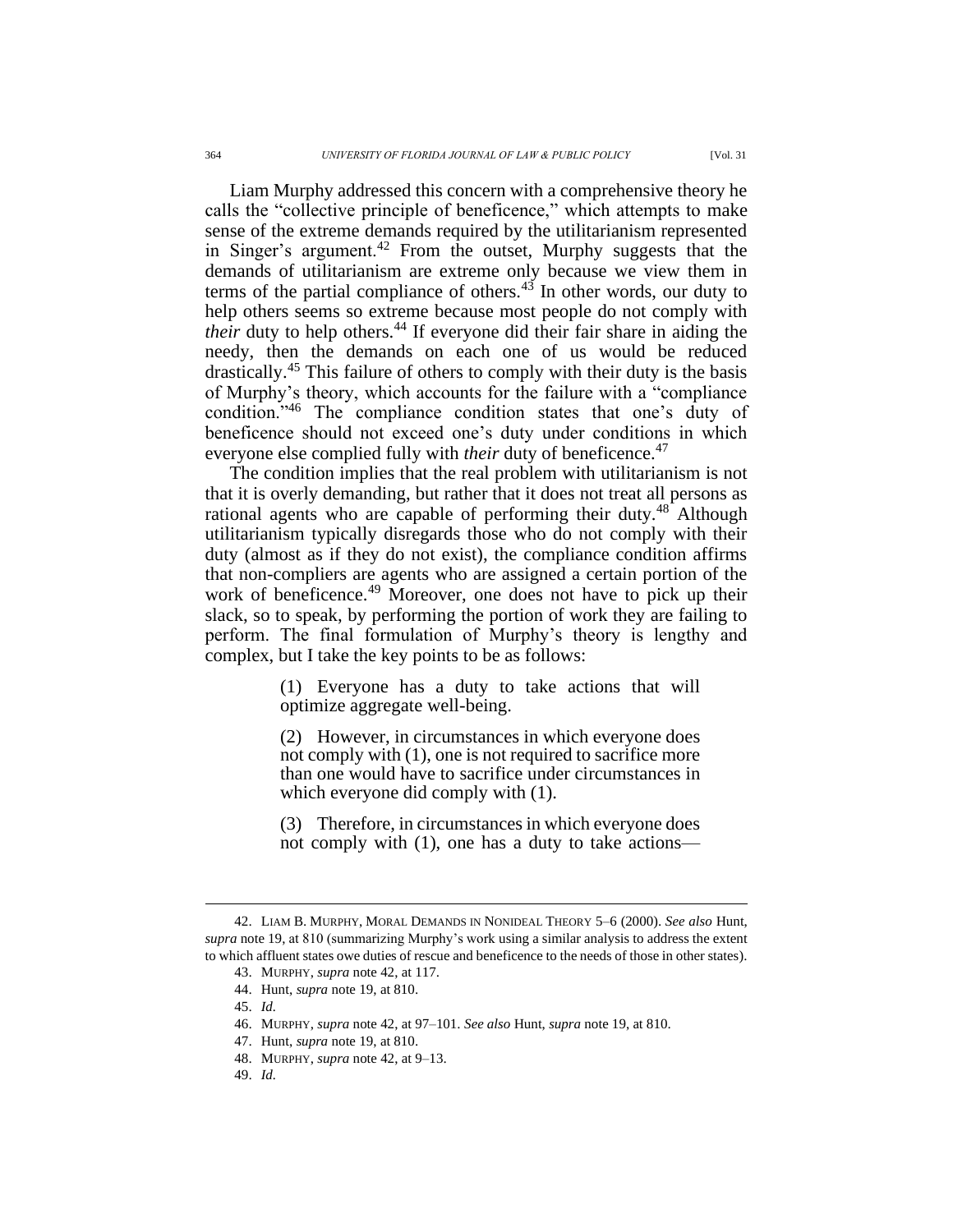Liam Murphy addressed this concern with a comprehensive theory he calls the "collective principle of beneficence," which attempts to make sense of the extreme demands required by the utilitarianism represented in Singer's argument.[42] From the outset, Murphy suggests that the demands of utilitarianism are extreme only because we view them in terms of the partial compliance of others.[43] In other words, our duty to help others seems so extreme because most people do not comply with *their* duty to help others.[44] If everyone did their fair share in aiding the needy, then the demands on each one of us would be reduced drastically.[45] This failure of others to comply with their duty is the basis of Murphy's theory, which accounts for the failure with a "compliance condition."[46] The compliance condition states that one's duty of beneficence should not exceed one's duty under conditions in which everyone else complied fully with *their* duty of beneficence.[47]

The condition implies that the real problem with utilitarianism is not that it is overly demanding, but rather that it does not treat all persons as rational agents who are capable of performing their duty.[48] Although utilitarianism typically disregards those who do not comply with their duty (almost as if they do not exist), the compliance condition affirms that non-compliers are agents who are assigned a certain portion of the work of beneficence.[49] Moreover, one does not have to pick up their slack, so to speak, by performing the portion of work they are failing to perform. The final formulation of Murphy's theory is lengthy and complex, but I take the key points to be as follows:

> (1) Everyone has a duty to take actions that will optimize aggregate well-being.
>
> (2) However, in circumstances in which everyone does not comply with (1), one is not required to sacrifice more than one would have to sacrifice under circumstances in which everyone did comply with (1).
>
> (3) Therefore, in circumstances in which everyone does not comply with (1), one has a duty to take actions—

---

42. LIAM B. MURPHY, MORAL DEMANDS IN NONIDEAL THEORY 5–6 (2000). *See also* Hunt, *supra* note 19, at 810 (summarizing Murphy's work using a similar analysis to address the extent to which affluent states owe duties of rescue and beneficence to the needs of those in other states).

43. MURPHY, *supra* note 42, at 117.

44. Hunt, *supra* note 19, at 810.

45. *Id.*

46. MURPHY, *supra* note 42, at 97–101. *See also* Hunt, *supra* note 19, at 810.

47. Hunt, *supra* note 19, at 810.

48. MURPHY, *supra* note 42, at 9–13.

49. *Id.*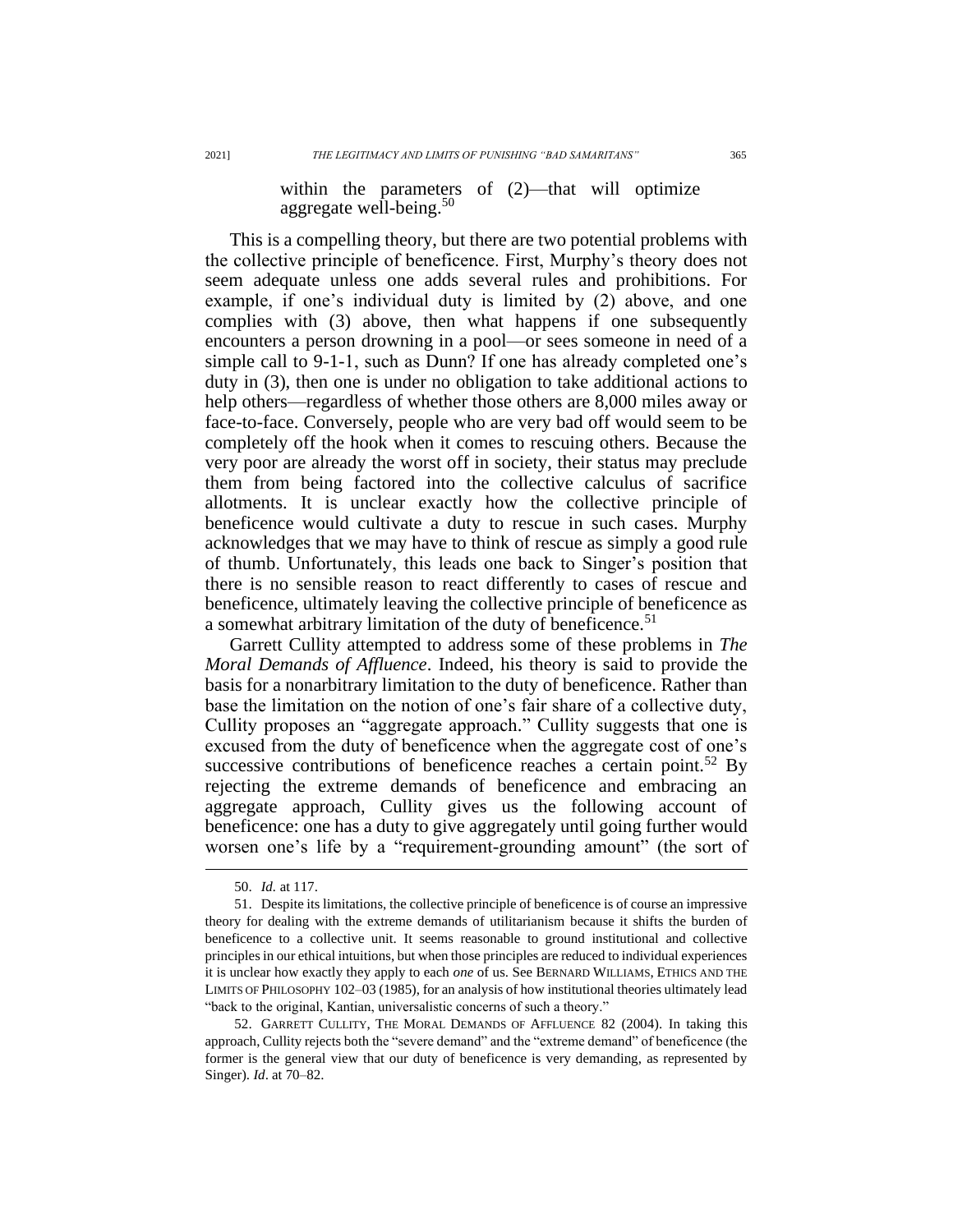> within the parameters of (2)—that will optimize aggregate well-being.[50]

This is a compelling theory, but there are two potential problems with the collective principle of beneficence. First, Murphy's theory does not seem adequate unless one adds several rules and prohibitions. For example, if one's individual duty is limited by (2) above, and one complies with (3) above, then what happens if one subsequently encounters a person drowning in a pool—or sees someone in need of a simple call to 9-1-1, such as Dunn? If one has already completed one's duty in (3), then one is under no obligation to take additional actions to help others—regardless of whether those others are 8,000 miles away or face-to-face. Conversely, people who are very bad off would seem to be completely off the hook when it comes to rescuing others. Because the very poor are already the worst off in society, their status may preclude them from being factored into the collective calculus of sacrifice allotments. It is unclear exactly how the collective principle of beneficence would cultivate a duty to rescue in such cases. Murphy acknowledges that we may have to think of rescue as simply a good rule of thumb. Unfortunately, this leads one back to Singer's position that there is no sensible reason to react differently to cases of rescue and beneficence, ultimately leaving the collective principle of beneficence as a somewhat arbitrary limitation of the duty of beneficence.[51]

Garrett Cullity attempted to address some of these problems in *The Moral Demands of Affluence*. Indeed, his theory is said to provide the basis for a nonarbitrary limitation to the duty of beneficence. Rather than base the limitation on the notion of one's fair share of a collective duty, Cullity proposes an "aggregate approach." Cullity suggests that one is excused from the duty of beneficence when the aggregate cost of one's successive contributions of beneficence reaches a certain point.[52] By rejecting the extreme demands of beneficence and embracing an aggregate approach, Cullity gives us the following account of beneficence: one has a duty to give aggregately until going further would worsen one's life by a "requirement-grounding amount" (the sort of

---

50. *Id.* at 117.

51. Despite its limitations, the collective principle of beneficence is of course an impressive theory for dealing with the extreme demands of utilitarianism because it shifts the burden of beneficence to a collective unit. It seems reasonable to ground institutional and collective principles in our ethical intuitions, but when those principles are reduced to individual experiences it is unclear how exactly they apply to each *one* of us. See BERNARD WILLIAMS, ETHICS AND THE LIMITS OF PHILOSOPHY 102–03 (1985), for an analysis of how institutional theories ultimately lead "back to the original, Kantian, universalistic concerns of such a theory."

52. GARRETT CULLITY, THE MORAL DEMANDS OF AFFLUENCE 82 (2004). In taking this approach, Cullity rejects both the "severe demand" and the "extreme demand" of beneficence (the former is the general view that our duty of beneficence is very demanding, as represented by Singer). *Id*. at 70–82.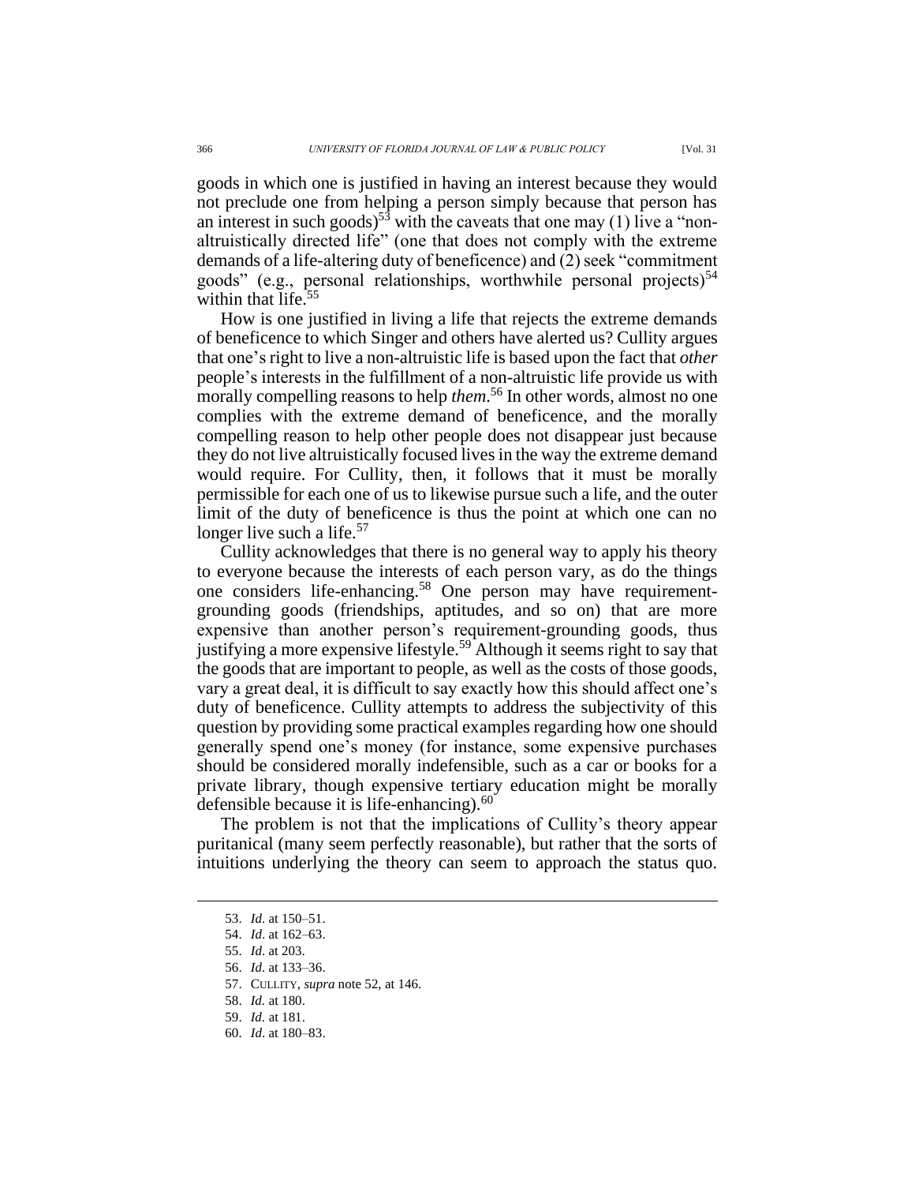goods in which one is justified in having an interest because they would not preclude one from helping a person simply because that person has an interest in such goods)[53] with the caveats that one may (1) live a "non-altruistically directed life" (one that does not comply with the extreme demands of a life-altering duty of beneficence) and (2) seek "commitment goods" (e.g., personal relationships, worthwhile personal projects)[54] within that life.[55]

How is one justified in living a life that rejects the extreme demands of beneficence to which Singer and others have alerted us? Cullity argues that one's right to live a non-altruistic life is based upon the fact that *other* people's interests in the fulfillment of a non-altruistic life provide us with morally compelling reasons to help *them*.[56] In other words, almost no one complies with the extreme demand of beneficence, and the morally compelling reason to help other people does not disappear just because they do not live altruistically focused lives in the way the extreme demand would require. For Cullity, then, it follows that it must be morally permissible for each one of us to likewise pursue such a life, and the outer limit of the duty of beneficence is thus the point at which one can no longer live such a life.[57]

Cullity acknowledges that there is no general way to apply his theory to everyone because the interests of each person vary, as do the things one considers life-enhancing.[58] One person may have requirement-grounding goods (friendships, aptitudes, and so on) that are more expensive than another person's requirement-grounding goods, thus justifying a more expensive lifestyle.[59] Although it seems right to say that the goods that are important to people, as well as the costs of those goods, vary a great deal, it is difficult to say exactly how this should affect one's duty of beneficence. Cullity attempts to address the subjectivity of this question by providing some practical examples regarding how one should generally spend one's money (for instance, some expensive purchases should be considered morally indefensible, such as a car or books for a private library, though expensive tertiary education might be morally defensible because it is life-enhancing).[60]

The problem is not that the implications of Cullity's theory appear puritanical (many seem perfectly reasonable), but rather that the sorts of intuitions underlying the theory can seem to approach the status quo.

---

53. *Id.* at 150–51.
54. *Id.* at 162–63.
55. *Id.* at 203.
56. *Id.* at 133–36.
57. CULLITY, *supra* note 52, at 146.
58. *Id.* at 180.
59. *Id.* at 181.
60. *Id.* at 180–83.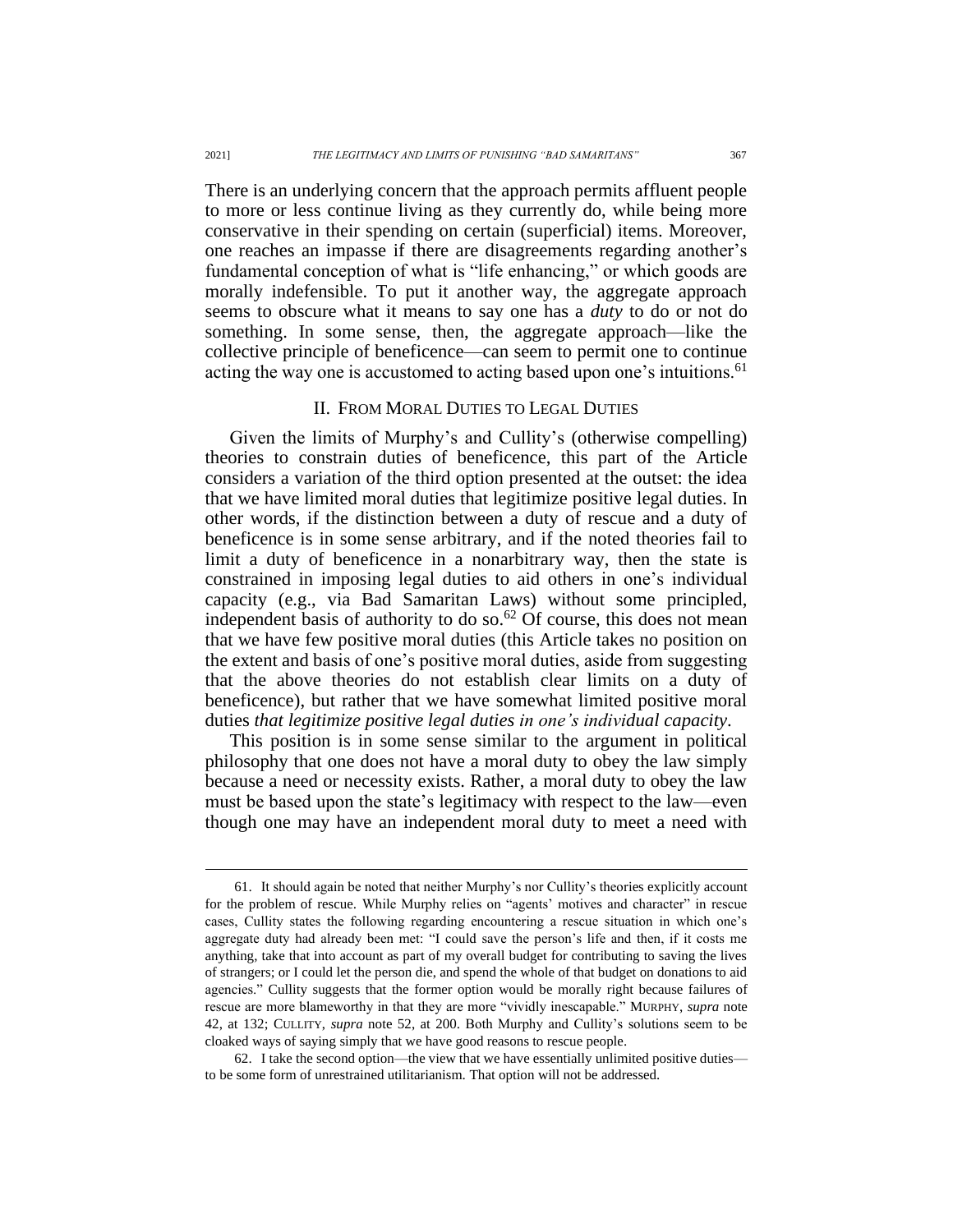There is an underlying concern that the approach permits affluent people to more or less continue living as they currently do, while being more conservative in their spending on certain (superficial) items. Moreover, one reaches an impasse if there are disagreements regarding another's fundamental conception of what is "life enhancing," or which goods are morally indefensible. To put it another way, the aggregate approach seems to obscure what it means to say one has a *duty* to do or not do something. In some sense, then, the aggregate approach—like the collective principle of beneficence—can seem to permit one to continue acting the way one is accustomed to acting based upon one's intuitions.[61]

## II. From Moral Duties to Legal Duties

Given the limits of Murphy's and Cullity's (otherwise compelling) theories to constrain duties of beneficence, this part of the Article considers a variation of the third option presented at the outset: the idea that we have limited moral duties that legitimize positive legal duties. In other words, if the distinction between a duty of rescue and a duty of beneficence is in some sense arbitrary, and if the noted theories fail to limit a duty of beneficence in a nonarbitrary way, then the state is constrained in imposing legal duties to aid others in one's individual capacity (e.g., via Bad Samaritan Laws) without some principled, independent basis of authority to do so.[62] Of course, this does not mean that we have few positive moral duties (this Article takes no position on the extent and basis of one's positive moral duties, aside from suggesting that the above theories do not establish clear limits on a duty of beneficence), but rather that we have somewhat limited positive moral duties *that legitimize positive legal duties in one's individual capacity*.

This position is in some sense similar to the argument in political philosophy that one does not have a moral duty to obey the law simply because a need or necessity exists. Rather, a moral duty to obey the law must be based upon the state's legitimacy with respect to the law—even though one may have an independent moral duty to meet a need with

---

61. It should again be noted that neither Murphy's nor Cullity's theories explicitly account for the problem of rescue. While Murphy relies on "agents' motives and character" in rescue cases, Cullity states the following regarding encountering a rescue situation in which one's aggregate duty had already been met: "I could save the person's life and then, if it costs me anything, take that into account as part of my overall budget for contributing to saving the lives of strangers; or I could let the person die, and spend the whole of that budget on donations to aid agencies." Cullity suggests that the former option would be morally right because failures of rescue are more blameworthy in that they are more "vividly inescapable." MURPHY, *supra* note 42, at 132; CULLITY, *supra* note 52, at 200. Both Murphy and Cullity's solutions seem to be cloaked ways of saying simply that we have good reasons to rescue people.

62. I take the second option—the view that we have essentially unlimited positive duties—to be some form of unrestrained utilitarianism. That option will not be addressed.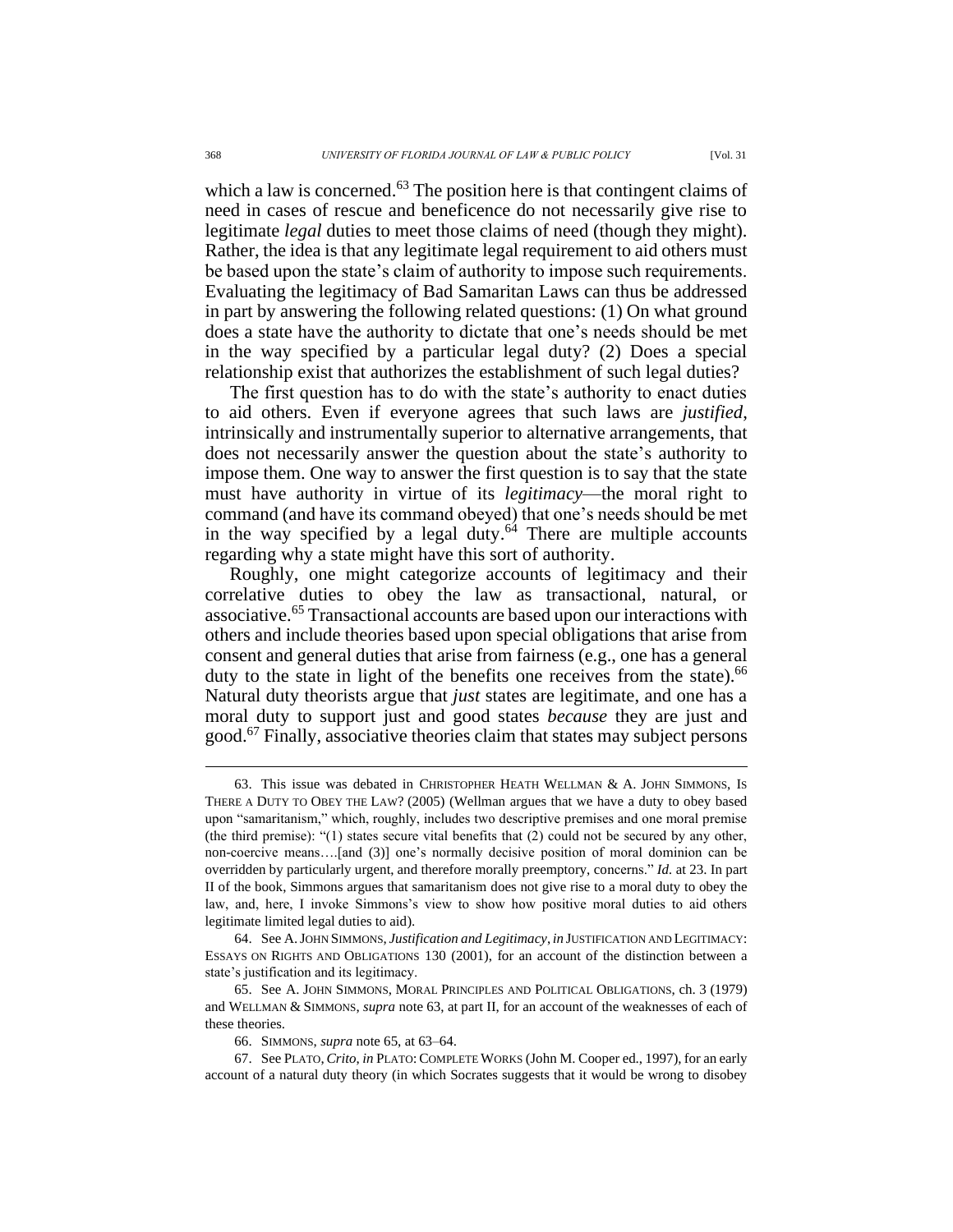which a law is concerned.[63] The position here is that contingent claims of need in cases of rescue and beneficence do not necessarily give rise to legitimate *legal* duties to meet those claims of need (though they might). Rather, the idea is that any legitimate legal requirement to aid others must be based upon the state's claim of authority to impose such requirements. Evaluating the legitimacy of Bad Samaritan Laws can thus be addressed in part by answering the following related questions: (1) On what ground does a state have the authority to dictate that one's needs should be met in the way specified by a particular legal duty? (2) Does a special relationship exist that authorizes the establishment of such legal duties?

The first question has to do with the state's authority to enact duties to aid others. Even if everyone agrees that such laws are *justified*, intrinsically and instrumentally superior to alternative arrangements, that does not necessarily answer the question about the state's authority to impose them. One way to answer the first question is to say that the state must have authority in virtue of its *legitimacy*—the moral right to command (and have its command obeyed) that one's needs should be met in the way specified by a legal duty.[64] There are multiple accounts regarding why a state might have this sort of authority.

Roughly, one might categorize accounts of legitimacy and their correlative duties to obey the law as transactional, natural, or associative.[65] Transactional accounts are based upon our interactions with others and include theories based upon special obligations that arise from consent and general duties that arise from fairness (e.g., one has a general duty to the state in light of the benefits one receives from the state).[66] Natural duty theorists argue that *just* states are legitimate, and one has a moral duty to support just and good states *because* they are just and good.[67] Finally, associative theories claim that states may subject persons

---

63. This issue was debated in CHRISTOPHER HEATH WELLMAN & A. JOHN SIMMONS, IS THERE A DUTY TO OBEY THE LAW? (2005) (Wellman argues that we have a duty to obey based upon "samaritanism," which, roughly, includes two descriptive premises and one moral premise (the third premise): "(1) states secure vital benefits that (2) could not be secured by any other, non-coercive means….[and (3)] one's normally decisive position of moral dominion can be overridden by particularly urgent, and therefore morally preemptory, concerns." *Id.* at 23. In part II of the book, Simmons argues that samaritanism does not give rise to a moral duty to obey the law, and, here, I invoke Simmons's view to show how positive moral duties to aid others legitimate limited legal duties to aid).

64. See A. JOHN SIMMONS, *Justification and Legitimacy*, *in* JUSTIFICATION AND LEGITIMACY: ESSAYS ON RIGHTS AND OBLIGATIONS 130 (2001), for an account of the distinction between a state's justification and its legitimacy.

65. See A. JOHN SIMMONS, MORAL PRINCIPLES AND POLITICAL OBLIGATIONS, ch. 3 (1979) and WELLMAN & SIMMONS, *supra* note 63, at part II, for an account of the weaknesses of each of these theories.

66. SIMMONS, *supra* note 65, at 63–64.

67. See PLATO, *Crito*, *in* PLATO: COMPLETE WORKS (John M. Cooper ed., 1997), for an early account of a natural duty theory (in which Socrates suggests that it would be wrong to disobey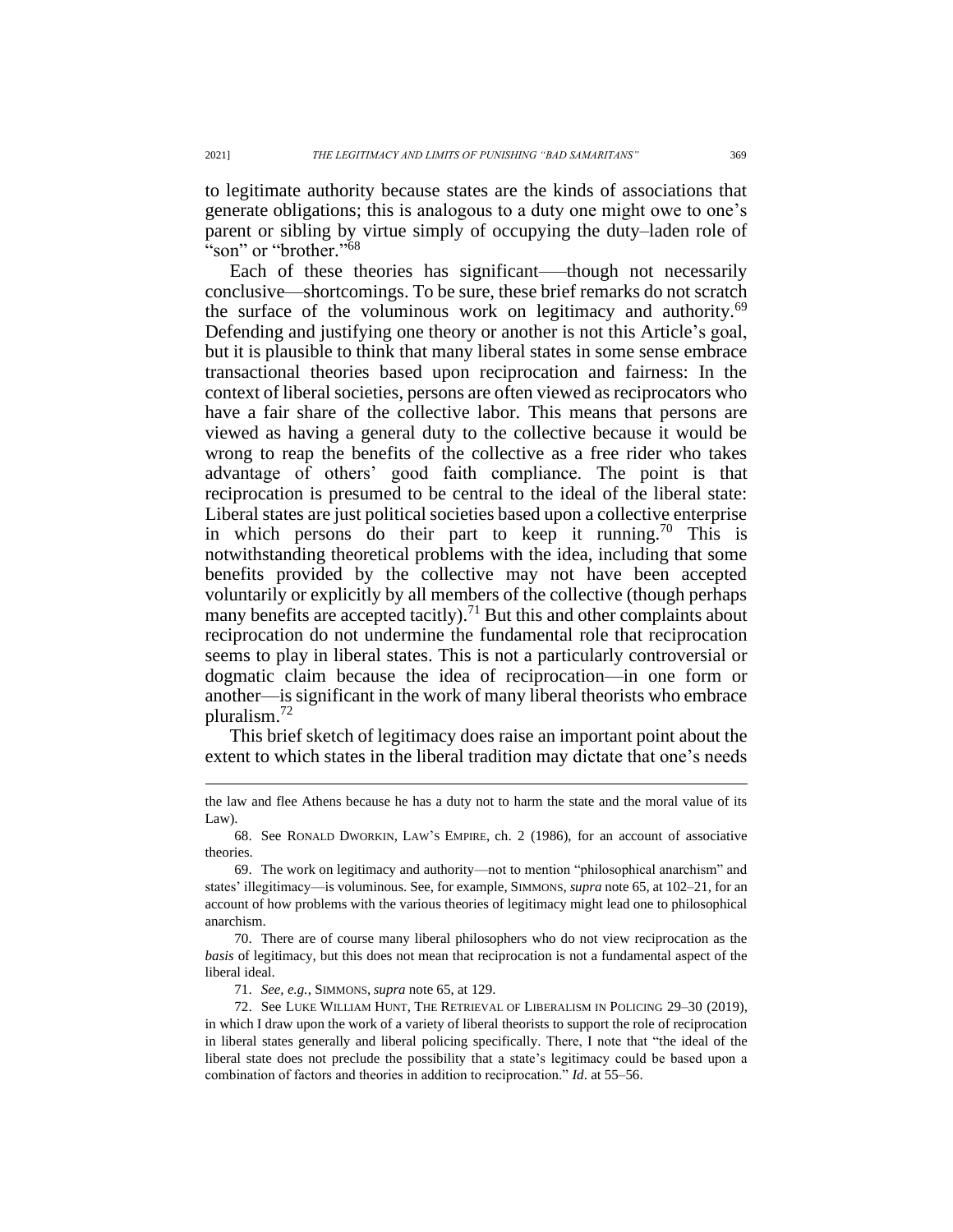to legitimate authority because states are the kinds of associations that generate obligations; this is analogous to a duty one might owe to one's parent or sibling by virtue simply of occupying the duty–laden role of "son" or "brother."[68]

Each of these theories has significant—–though not necessarily conclusive—shortcomings. To be sure, these brief remarks do not scratch the surface of the voluminous work on legitimacy and authority.[69] Defending and justifying one theory or another is not this Article's goal, but it is plausible to think that many liberal states in some sense embrace transactional theories based upon reciprocation and fairness: In the context of liberal societies, persons are often viewed as reciprocators who have a fair share of the collective labor. This means that persons are viewed as having a general duty to the collective because it would be wrong to reap the benefits of the collective as a free rider who takes advantage of others' good faith compliance. The point is that reciprocation is presumed to be central to the ideal of the liberal state: Liberal states are just political societies based upon a collective enterprise in which persons do their part to keep it running.[70] This is notwithstanding theoretical problems with the idea, including that some benefits provided by the collective may not have been accepted voluntarily or explicitly by all members of the collective (though perhaps many benefits are accepted tacitly).[71] But this and other complaints about reciprocation do not undermine the fundamental role that reciprocation seems to play in liberal states. This is not a particularly controversial or dogmatic claim because the idea of reciprocation—in one form or another—is significant in the work of many liberal theorists who embrace pluralism.[72]

This brief sketch of legitimacy does raise an important point about the extent to which states in the liberal tradition may dictate that one's needs

---

the law and flee Athens because he has a duty not to harm the state and the moral value of its Law).

68. See RONALD DWORKIN, LAW'S EMPIRE, ch. 2 (1986), for an account of associative theories.

69. The work on legitimacy and authority—not to mention "philosophical anarchism" and states' illegitimacy—is voluminous. See, for example, SIMMONS, *supra* note 65, at 102–21, for an account of how problems with the various theories of legitimacy might lead one to philosophical anarchism.

70. There are of course many liberal philosophers who do not view reciprocation as the *basis* of legitimacy, but this does not mean that reciprocation is not a fundamental aspect of the liberal ideal.

71. *See, e.g.*, SIMMONS, *supra* note 65, at 129.

72. See LUKE WILLIAM HUNT, THE RETRIEVAL OF LIBERALISM IN POLICING 29–30 (2019), in which I draw upon the work of a variety of liberal theorists to support the role of reciprocation in liberal states generally and liberal policing specifically. There, I note that "the ideal of the liberal state does not preclude the possibility that a state's legitimacy could be based upon a combination of factors and theories in addition to reciprocation." *Id*. at 55–56.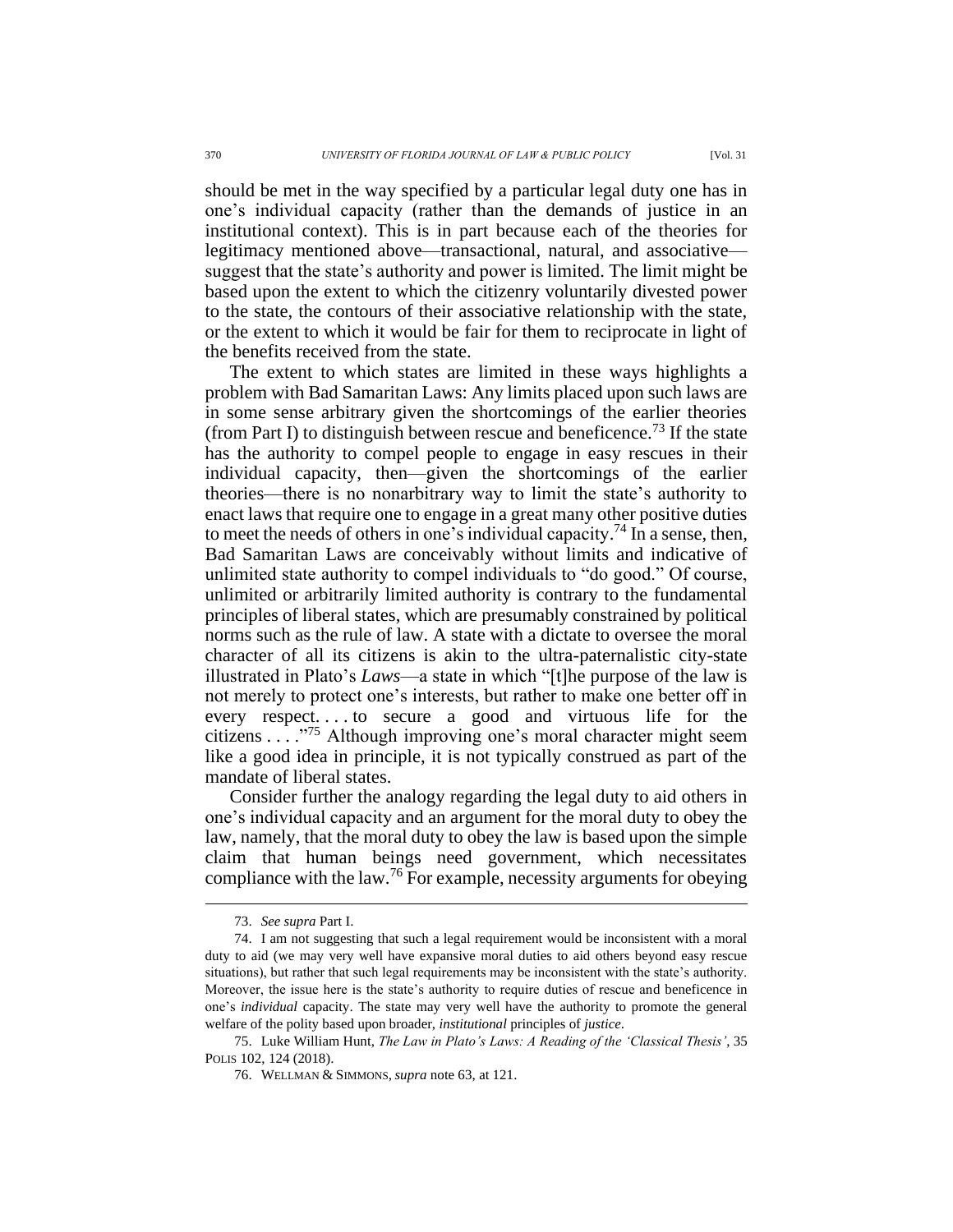should be met in the way specified by a particular legal duty one has in one's individual capacity (rather than the demands of justice in an institutional context). This is in part because each of the theories for legitimacy mentioned above—transactional, natural, and associative—suggest that the state's authority and power is limited. The limit might be based upon the extent to which the citizenry voluntarily divested power to the state, the contours of their associative relationship with the state, or the extent to which it would be fair for them to reciprocate in light of the benefits received from the state.

The extent to which states are limited in these ways highlights a problem with Bad Samaritan Laws: Any limits placed upon such laws are in some sense arbitrary given the shortcomings of the earlier theories (from Part I) to distinguish between rescue and beneficence.[73] If the state has the authority to compel people to engage in easy rescues in their individual capacity, then—given the shortcomings of the earlier theories—there is no nonarbitrary way to limit the state's authority to enact laws that require one to engage in a great many other positive duties to meet the needs of others in one's individual capacity.[74] In a sense, then, Bad Samaritan Laws are conceivably without limits and indicative of unlimited state authority to compel individuals to "do good." Of course, unlimited or arbitrarily limited authority is contrary to the fundamental principles of liberal states, which are presumably constrained by political norms such as the rule of law. A state with a dictate to oversee the moral character of all its citizens is akin to the ultra-paternalistic city-state illustrated in Plato's *Laws*—a state in which "[t]he purpose of the law is not merely to protect one's interests, but rather to make one better off in every respect. . . . to secure a good and virtuous life for the citizens . . . ."[75] Although improving one's moral character might seem like a good idea in principle, it is not typically construed as part of the mandate of liberal states.

Consider further the analogy regarding the legal duty to aid others in one's individual capacity and an argument for the moral duty to obey the law, namely, that the moral duty to obey the law is based upon the simple claim that human beings need government, which necessitates compliance with the law.[76] For example, necessity arguments for obeying

---

73. *See supra* Part I.

74. I am not suggesting that such a legal requirement would be inconsistent with a moral duty to aid (we may very well have expansive moral duties to aid others beyond easy rescue situations), but rather that such legal requirements may be inconsistent with the state's authority. Moreover, the issue here is the state's authority to require duties of rescue and beneficence in one's *individual* capacity. The state may very well have the authority to promote the general welfare of the polity based upon broader, *institutional* principles of *justice*.

75. Luke William Hunt, *The Law in Plato's Laws: A Reading of the 'Classical Thesis'*, 35 POLIS 102, 124 (2018).

76. WELLMAN & SIMMONS, *supra* note 63, at 121.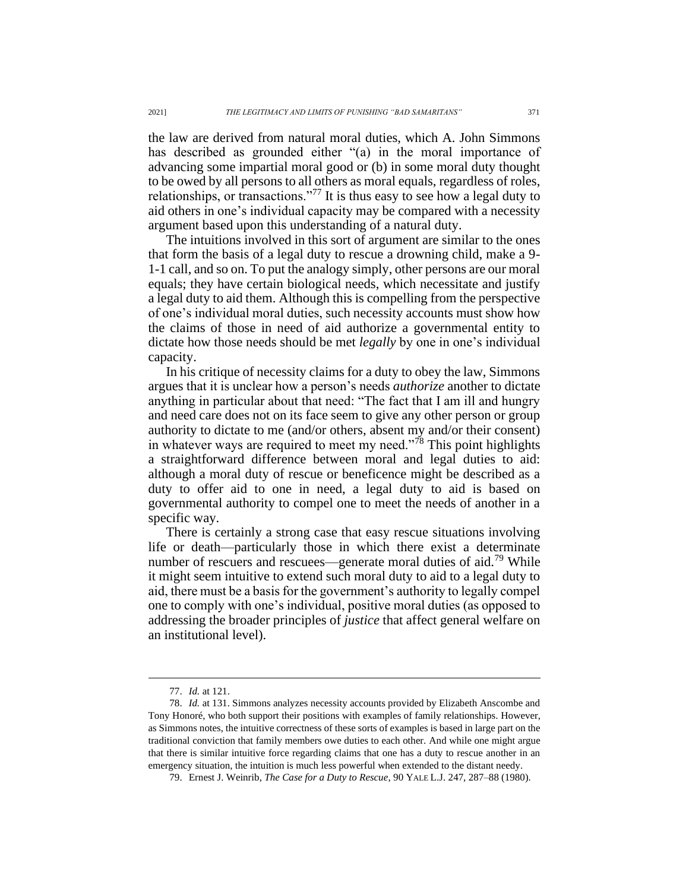the law are derived from natural moral duties, which A. John Simmons has described as grounded either "(a) in the moral importance of advancing some impartial moral good or (b) in some moral duty thought to be owed by all persons to all others as moral equals, regardless of roles, relationships, or transactions."[77] It is thus easy to see how a legal duty to aid others in one's individual capacity may be compared with a necessity argument based upon this understanding of a natural duty.

The intuitions involved in this sort of argument are similar to the ones that form the basis of a legal duty to rescue a drowning child, make a 9-1-1 call, and so on. To put the analogy simply, other persons are our moral equals; they have certain biological needs, which necessitate and justify a legal duty to aid them. Although this is compelling from the perspective of one's individual moral duties, such necessity accounts must show how the claims of those in need of aid authorize a governmental entity to dictate how those needs should be met *legally* by one in one's individual capacity.

In his critique of necessity claims for a duty to obey the law, Simmons argues that it is unclear how a person's needs *authorize* another to dictate anything in particular about that need: "The fact that I am ill and hungry and need care does not on its face seem to give any other person or group authority to dictate to me (and/or others, absent my and/or their consent) in whatever ways are required to meet my need."[78] This point highlights a straightforward difference between moral and legal duties to aid: although a moral duty of rescue or beneficence might be described as a duty to offer aid to one in need, a legal duty to aid is based on governmental authority to compel one to meet the needs of another in a specific way.

There is certainly a strong case that easy rescue situations involving life or death—particularly those in which there exist a determinate number of rescuers and rescuees—generate moral duties of aid.[79] While it might seem intuitive to extend such moral duty to aid to a legal duty to aid, there must be a basis for the government's authority to legally compel one to comply with one's individual, positive moral duties (as opposed to addressing the broader principles of *justice* that affect general welfare on an institutional level).

---

77. *Id.* at 121.

78. *Id.* at 131. Simmons analyzes necessity accounts provided by Elizabeth Anscombe and Tony Honoré, who both support their positions with examples of family relationships. However, as Simmons notes, the intuitive correctness of these sorts of examples is based in large part on the traditional conviction that family members owe duties to each other. And while one might argue that there is similar intuitive force regarding claims that one has a duty to rescue another in an emergency situation, the intuition is much less powerful when extended to the distant needy.

79. Ernest J. Weinrib, *The Case for a Duty to Rescue*, 90 YALE L.J. 247, 287–88 (1980).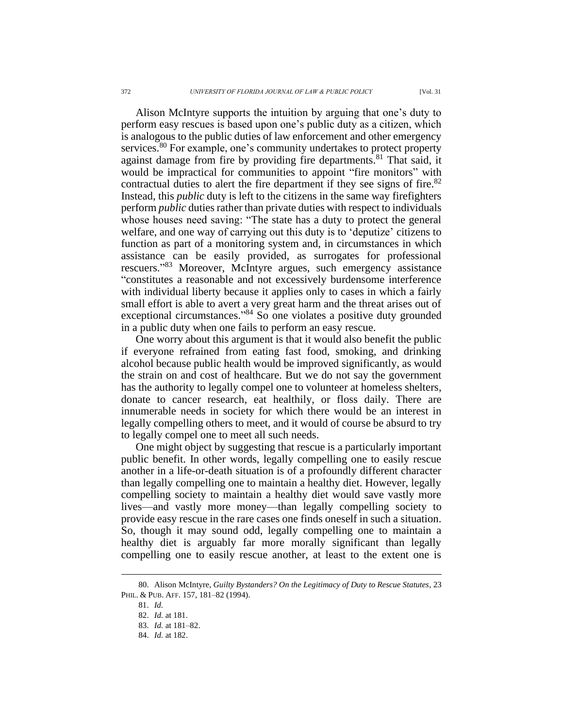Alison McIntyre supports the intuition by arguing that one's duty to perform easy rescues is based upon one's public duty as a citizen, which is analogous to the public duties of law enforcement and other emergency services.[80] For example, one's community undertakes to protect property against damage from fire by providing fire departments.[81] That said, it would be impractical for communities to appoint "fire monitors" with contractual duties to alert the fire department if they see signs of fire.[82] Instead, this *public* duty is left to the citizens in the same way firefighters perform *public* duties rather than private duties with respect to individuals whose houses need saving: "The state has a duty to protect the general welfare, and one way of carrying out this duty is to 'deputize' citizens to function as part of a monitoring system and, in circumstances in which assistance can be easily provided, as surrogates for professional rescuers."[83] Moreover, McIntyre argues, such emergency assistance "constitutes a reasonable and not excessively burdensome interference with individual liberty because it applies only to cases in which a fairly small effort is able to avert a very great harm and the threat arises out of exceptional circumstances."[84] So one violates a positive duty grounded in a public duty when one fails to perform an easy rescue.

One worry about this argument is that it would also benefit the public if everyone refrained from eating fast food, smoking, and drinking alcohol because public health would be improved significantly, as would the strain on and cost of healthcare. But we do not say the government has the authority to legally compel one to volunteer at homeless shelters, donate to cancer research, eat healthily, or floss daily. There are innumerable needs in society for which there would be an interest in legally compelling others to meet, and it would of course be absurd to try to legally compel one to meet all such needs.

One might object by suggesting that rescue is a particularly important public benefit. In other words, legally compelling one to easily rescue another in a life-or-death situation is of a profoundly different character than legally compelling one to maintain a healthy diet. However, legally compelling society to maintain a healthy diet would save vastly more lives—and vastly more money—than legally compelling society to provide easy rescue in the rare cases one finds oneself in such a situation. So, though it may sound odd, legally compelling one to maintain a healthy diet is arguably far more morally significant than legally compelling one to easily rescue another, at least to the extent one is

---

80. Alison McIntyre, *Guilty Bystanders? On the Legitimacy of Duty to Rescue Statutes*, 23 PHIL. & PUB. AFF. 157, 181–82 (1994).

81. *Id.*

82. *Id.* at 181.

83. *Id.* at 181–82.

84. *Id.* at 182.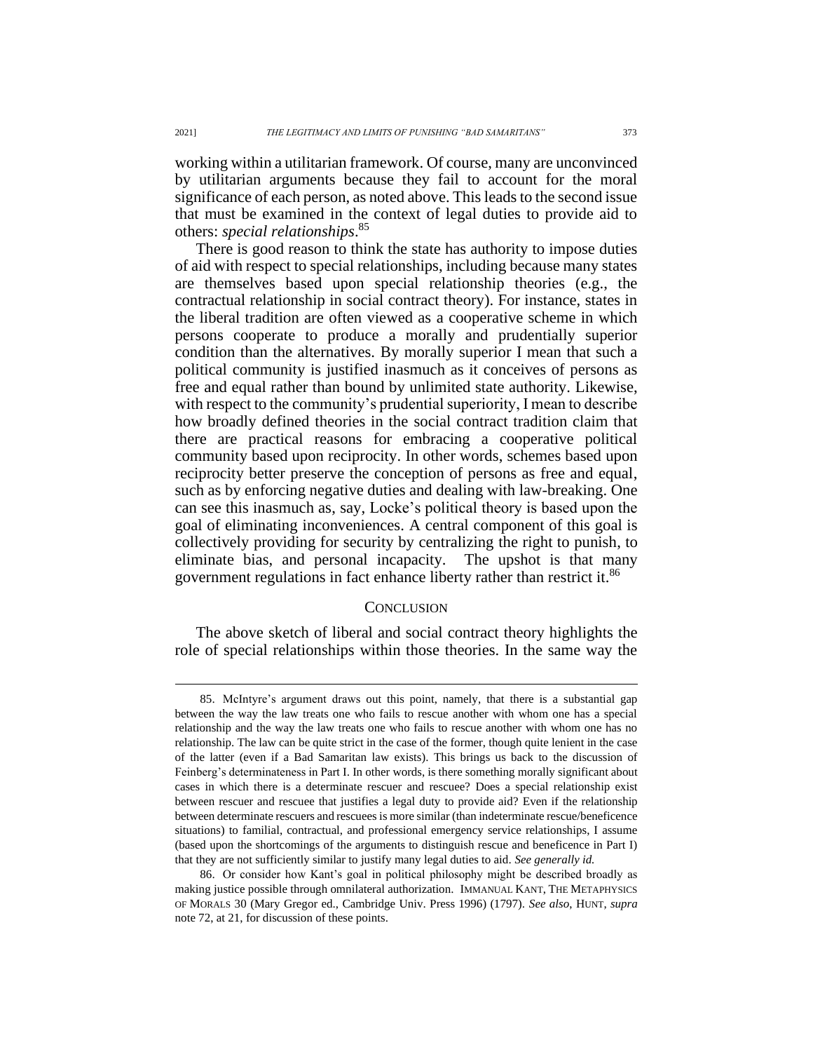working within a utilitarian framework. Of course, many are unconvinced by utilitarian arguments because they fail to account for the moral significance of each person, as noted above. This leads to the second issue that must be examined in the context of legal duties to provide aid to others: *special relationships*.[85]

There is good reason to think the state has authority to impose duties of aid with respect to special relationships, including because many states are themselves based upon special relationship theories (e.g., the contractual relationship in social contract theory). For instance, states in the liberal tradition are often viewed as a cooperative scheme in which persons cooperate to produce a morally and prudentially superior condition than the alternatives. By morally superior I mean that such a political community is justified inasmuch as it conceives of persons as free and equal rather than bound by unlimited state authority. Likewise, with respect to the community's prudential superiority, I mean to describe how broadly defined theories in the social contract tradition claim that there are practical reasons for embracing a cooperative political community based upon reciprocity. In other words, schemes based upon reciprocity better preserve the conception of persons as free and equal, such as by enforcing negative duties and dealing with law-breaking. One can see this inasmuch as, say, Locke's political theory is based upon the goal of eliminating inconveniences. A central component of this goal is collectively providing for security by centralizing the right to punish, to eliminate bias, and personal incapacity. The upshot is that many government regulations in fact enhance liberty rather than restrict it.[86]

## CONCLUSION

The above sketch of liberal and social contract theory highlights the role of special relationships within those theories. In the same way the

---

85. McIntyre's argument draws out this point, namely, that there is a substantial gap between the way the law treats one who fails to rescue another with whom one has a special relationship and the way the law treats one who fails to rescue another with whom one has no relationship. The law can be quite strict in the case of the former, though quite lenient in the case of the latter (even if a Bad Samaritan law exists). This brings us back to the discussion of Feinberg's determinateness in Part I. In other words, is there something morally significant about cases in which there is a determinate rescuer and rescuee? Does a special relationship exist between rescuer and rescuee that justifies a legal duty to provide aid? Even if the relationship between determinate rescuers and rescuees is more similar (than indeterminate rescue/beneficence situations) to familial, contractual, and professional emergency service relationships, I assume (based upon the shortcomings of the arguments to distinguish rescue and beneficence in Part I) that they are not sufficiently similar to justify many legal duties to aid. *See generally id.*

86. Or consider how Kant's goal in political philosophy might be described broadly as making justice possible through omnilateral authorization. IMMANUAL KANT, THE METAPHYSICS OF MORALS 30 (Mary Gregor ed., Cambridge Univ. Press 1996) (1797). *See also*, HUNT, *supra* note 72, at 21, for discussion of these points.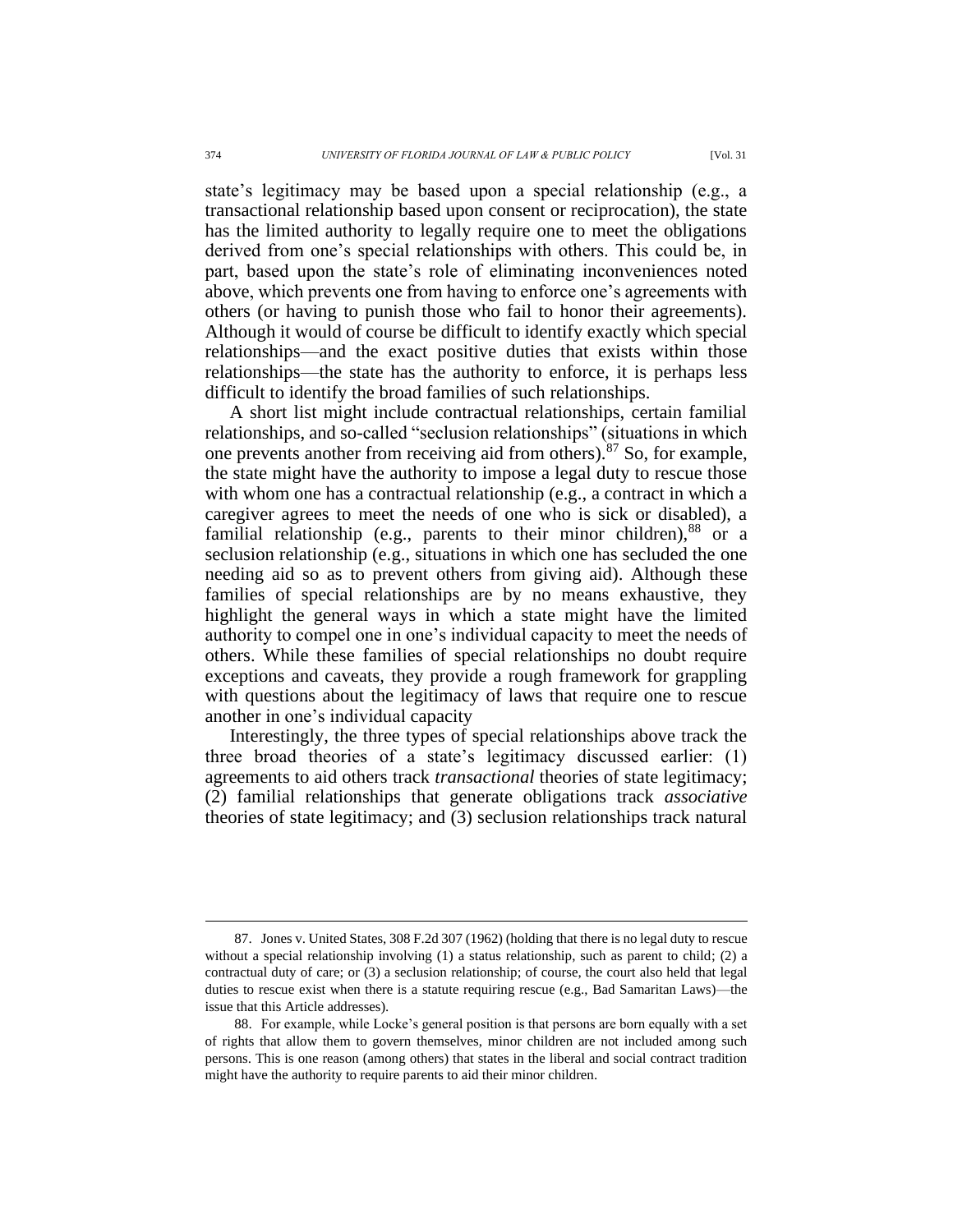state's legitimacy may be based upon a special relationship (e.g., a transactional relationship based upon consent or reciprocation), the state has the limited authority to legally require one to meet the obligations derived from one's special relationships with others. This could be, in part, based upon the state's role of eliminating inconveniences noted above, which prevents one from having to enforce one's agreements with others (or having to punish those who fail to honor their agreements). Although it would of course be difficult to identify exactly which special relationships—and the exact positive duties that exists within those relationships—the state has the authority to enforce, it is perhaps less difficult to identify the broad families of such relationships.

A short list might include contractual relationships, certain familial relationships, and so-called "seclusion relationships" (situations in which one prevents another from receiving aid from others).[87] So, for example, the state might have the authority to impose a legal duty to rescue those with whom one has a contractual relationship (e.g., a contract in which a caregiver agrees to meet the needs of one who is sick or disabled), a familial relationship (e.g., parents to their minor children),[88] or a seclusion relationship (e.g., situations in which one has secluded the one needing aid so as to prevent others from giving aid). Although these families of special relationships are by no means exhaustive, they highlight the general ways in which a state might have the limited authority to compel one in one's individual capacity to meet the needs of others. While these families of special relationships no doubt require exceptions and caveats, they provide a rough framework for grappling with questions about the legitimacy of laws that require one to rescue another in one's individual capacity

Interestingly, the three types of special relationships above track the three broad theories of a state's legitimacy discussed earlier: (1) agreements to aid others track *transactional* theories of state legitimacy; (2) familial relationships that generate obligations track *associative* theories of state legitimacy; and (3) seclusion relationships track natural

---

87. Jones v. United States, 308 F.2d 307 (1962) (holding that there is no legal duty to rescue without a special relationship involving (1) a status relationship, such as parent to child; (2) a contractual duty of care; or (3) a seclusion relationship; of course, the court also held that legal duties to rescue exist when there is a statute requiring rescue (e.g., Bad Samaritan Laws)—the issue that this Article addresses).

88. For example, while Locke's general position is that persons are born equally with a set of rights that allow them to govern themselves, minor children are not included among such persons. This is one reason (among others) that states in the liberal and social contract tradition might have the authority to require parents to aid their minor children.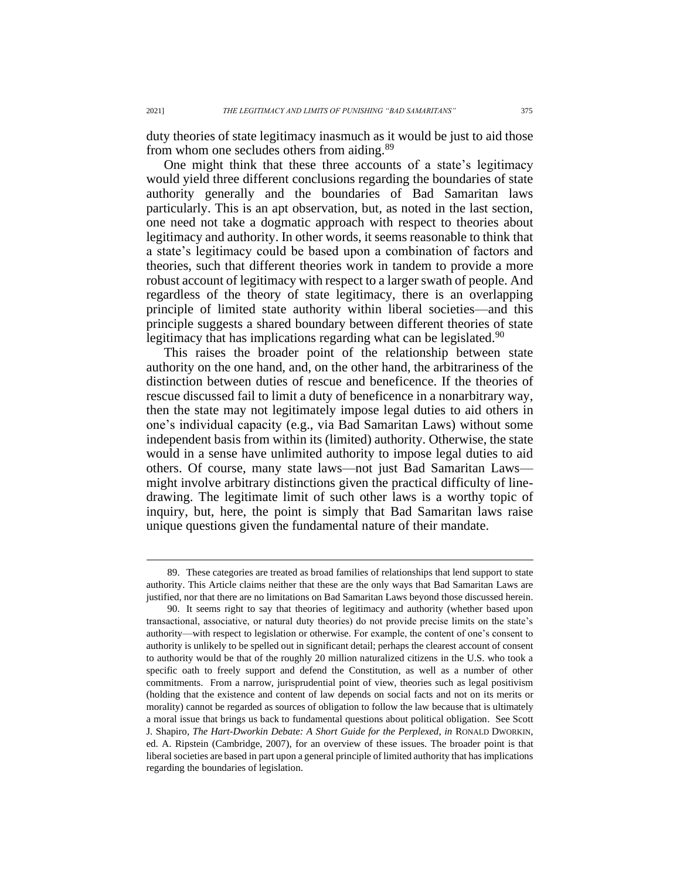duty theories of state legitimacy inasmuch as it would be just to aid those from whom one secludes others from aiding.[89]

One might think that these three accounts of a state's legitimacy would yield three different conclusions regarding the boundaries of state authority generally and the boundaries of Bad Samaritan laws particularly. This is an apt observation, but, as noted in the last section, one need not take a dogmatic approach with respect to theories about legitimacy and authority. In other words, it seems reasonable to think that a state's legitimacy could be based upon a combination of factors and theories, such that different theories work in tandem to provide a more robust account of legitimacy with respect to a larger swath of people. And regardless of the theory of state legitimacy, there is an overlapping principle of limited state authority within liberal societies—and this principle suggests a shared boundary between different theories of state legitimacy that has implications regarding what can be legislated.[90]

This raises the broader point of the relationship between state authority on the one hand, and, on the other hand, the arbitrariness of the distinction between duties of rescue and beneficence. If the theories of rescue discussed fail to limit a duty of beneficence in a nonarbitrary way, then the state may not legitimately impose legal duties to aid others in one's individual capacity (e.g., via Bad Samaritan Laws) without some independent basis from within its (limited) authority. Otherwise, the state would in a sense have unlimited authority to impose legal duties to aid others. Of course, many state laws—not just Bad Samaritan Laws—might involve arbitrary distinctions given the practical difficulty of line-drawing. The legitimate limit of such other laws is a worthy topic of inquiry, but, here, the point is simply that Bad Samaritan laws raise unique questions given the fundamental nature of their mandate.

---

89. These categories are treated as broad families of relationships that lend support to state authority. This Article claims neither that these are the only ways that Bad Samaritan Laws are justified, nor that there are no limitations on Bad Samaritan Laws beyond those discussed herein.

90. It seems right to say that theories of legitimacy and authority (whether based upon transactional, associative, or natural duty theories) do not provide precise limits on the state's authority—with respect to legislation or otherwise. For example, the content of one's consent to authority is unlikely to be spelled out in significant detail; perhaps the clearest account of consent to authority would be that of the roughly 20 million naturalized citizens in the U.S. who took a specific oath to freely support and defend the Constitution, as well as a number of other commitments. From a narrow, jurisprudential point of view, theories such as legal positivism (holding that the existence and content of law depends on social facts and not on its merits or morality) cannot be regarded as sources of obligation to follow the law because that is ultimately a moral issue that brings us back to fundamental questions about political obligation. See Scott J. Shapiro, *The Hart-Dworkin Debate: A Short Guide for the Perplexed*, *in* RONALD DWORKIN, ed. A. Ripstein (Cambridge, 2007), for an overview of these issues. The broader point is that liberal societies are based in part upon a general principle of limited authority that has implications regarding the boundaries of legislation.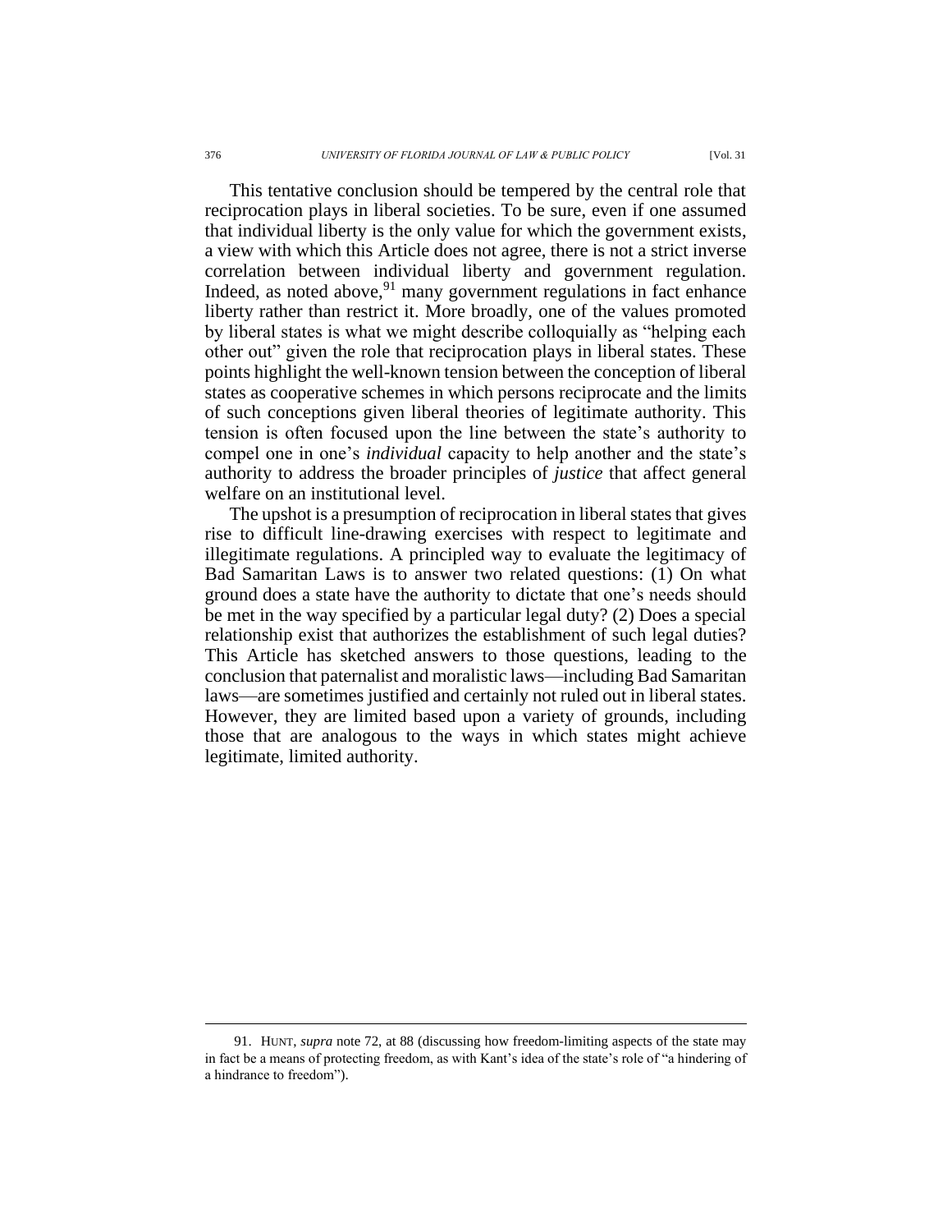This tentative conclusion should be tempered by the central role that reciprocation plays in liberal societies. To be sure, even if one assumed that individual liberty is the only value for which the government exists, a view with which this Article does not agree, there is not a strict inverse correlation between individual liberty and government regulation. Indeed, as noted above,[91] many government regulations in fact enhance liberty rather than restrict it. More broadly, one of the values promoted by liberal states is what we might describe colloquially as "helping each other out" given the role that reciprocation plays in liberal states. These points highlight the well-known tension between the conception of liberal states as cooperative schemes in which persons reciprocate and the limits of such conceptions given liberal theories of legitimate authority. This tension is often focused upon the line between the state's authority to compel one in one's *individual* capacity to help another and the state's authority to address the broader principles of *justice* that affect general welfare on an institutional level.

The upshot is a presumption of reciprocation in liberal states that gives rise to difficult line-drawing exercises with respect to legitimate and illegitimate regulations. A principled way to evaluate the legitimacy of Bad Samaritan Laws is to answer two related questions: (1) On what ground does a state have the authority to dictate that one's needs should be met in the way specified by a particular legal duty? (2) Does a special relationship exist that authorizes the establishment of such legal duties? This Article has sketched answers to those questions, leading to the conclusion that paternalist and moralistic laws—including Bad Samaritan laws—are sometimes justified and certainly not ruled out in liberal states. However, they are limited based upon a variety of grounds, including those that are analogous to the ways in which states might achieve legitimate, limited authority.

---

91. HUNT, *supra* note 72, at 88 (discussing how freedom-limiting aspects of the state may in fact be a means of protecting freedom, as with Kant's idea of the state's role of "a hindering of a hindrance to freedom").